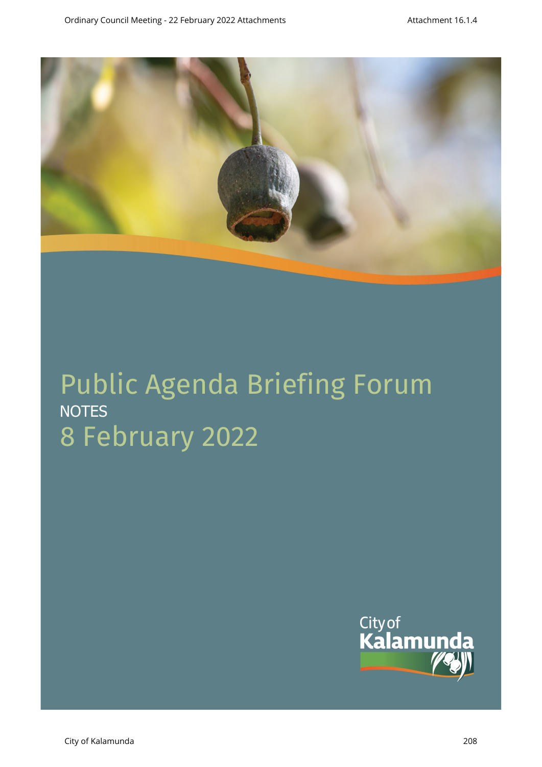# Public Agenda Briefing Forum

NOTES

8 February 2022

City of Kalamunda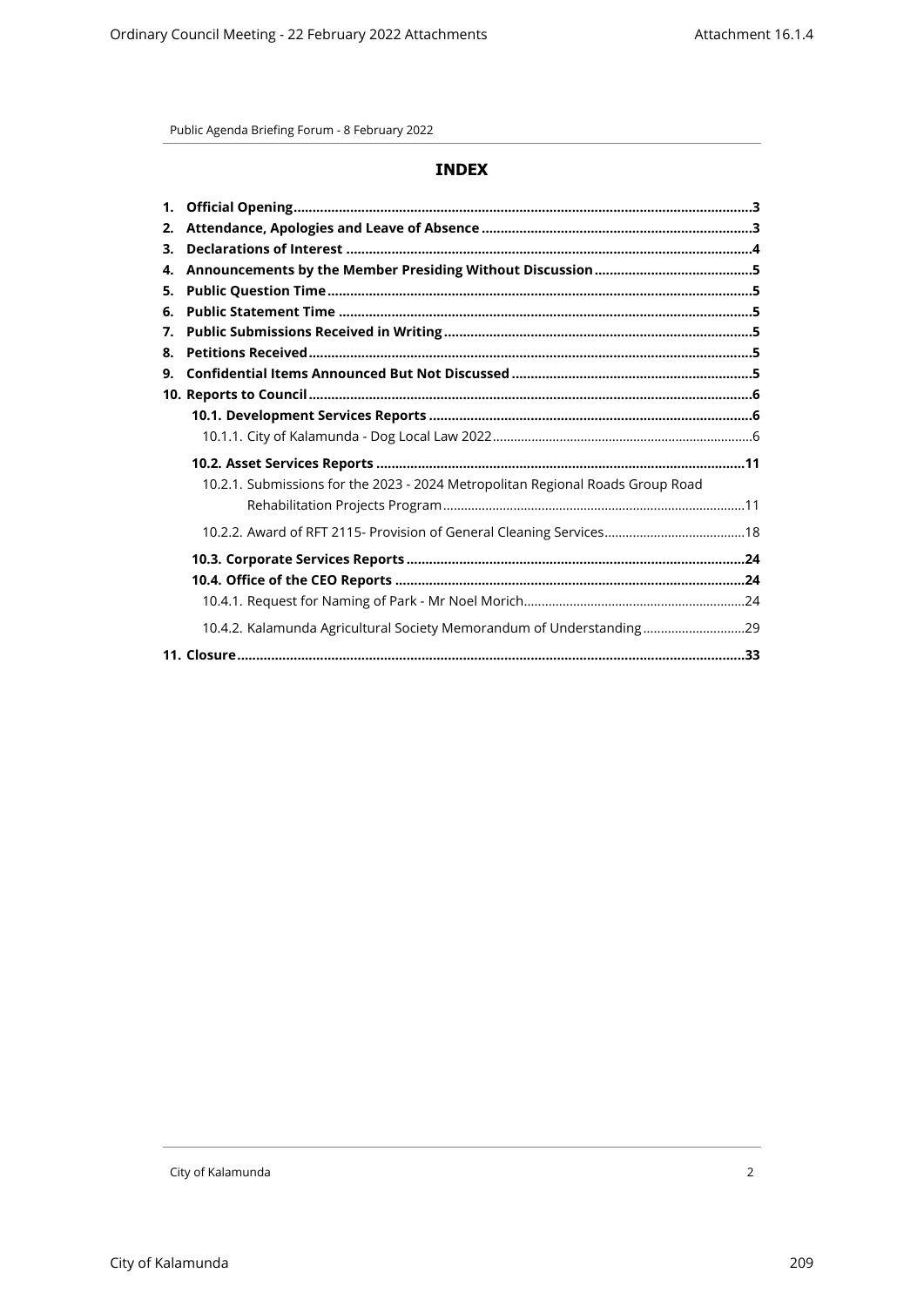Public Agenda Briefing Forum - 8 February 2022

## INDEX

1. **Official Opening** 3
2. **Attendance, Apologies and Leave of Absence** 3
3. **Declarations of Interest** 4
4. **Announcements by the Member Presiding Without Discussion** 5
5. **Public Question Time** 5
6. **Public Statement Time** 5
7. **Public Submissions Received in Writing** 5
8. **Petitions Received** 5
9. **Confidential Items Announced But Not Discussed** 5
10. **Reports to Council** 6
    - **10.1. Development Services Reports** 6
        - 10.1.1. City of Kalamunda - Dog Local Law 2022 6
    - **10.2. Asset Services Reports** 11
        - 10.2.1. Submissions for the 2023 - 2024 Metropolitan Regional Roads Group Road Rehabilitation Projects Program 11
        - 10.2.2. Award of RFT 2115- Provision of General Cleaning Services 18
    - **10.3. Corporate Services Reports** 24
    - **10.4. Office of the CEO Reports** 24
        - 10.4.1. Request for Naming of Park - Mr Noel Morich 24
        - 10.4.2. Kalamunda Agricultural Society Memorandum of Understanding 29
11. **Closure** 33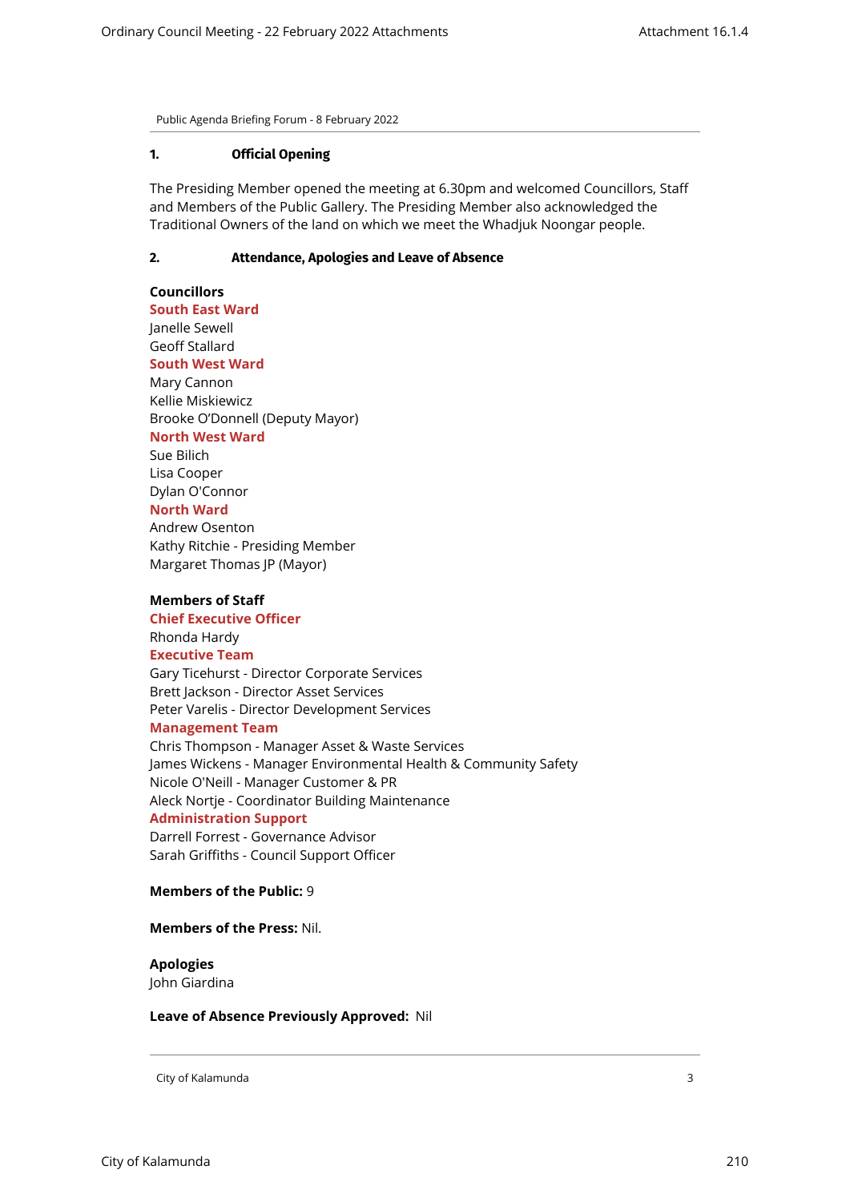## 1. Official Opening

The Presiding Member opened the meeting at 6.30pm and welcomed Councillors, Staff and Members of the Public Gallery. The Presiding Member also acknowledged the Traditional Owners of the land on which we meet the Whadjuk Noongar people.

## 2. Attendance, Apologies and Leave of Absence

**Councillors**

**South East Ward**
Janelle Sewell
Geoff Stallard

**South West Ward**
Mary Cannon
Kellie Miskiewicz
Brooke O'Donnell (Deputy Mayor)

**North West Ward**
Sue Bilich
Lisa Cooper
Dylan O'Connor

**North Ward**
Andrew Osenton
Kathy Ritchie - Presiding Member
Margaret Thomas JP (Mayor)

**Members of Staff**

**Chief Executive Officer**
Rhonda Hardy

**Executive Team**
Gary Ticehurst - Director Corporate Services
Brett Jackson - Director Asset Services
Peter Varelis - Director Development Services

**Management Team**
Chris Thompson - Manager Asset & Waste Services
James Wickens - Manager Environmental Health & Community Safety
Nicole O'Neill - Manager Customer & PR
Aleck Nortje - Coordinator Building Maintenance

**Administration Support**
Darrell Forrest - Governance Advisor
Sarah Griffiths - Council Support Officer

**Members of the Public:** 9

**Members of the Press:** Nil.

**Apologies**
John Giardina

**Leave of Absence Previously Approved:** Nil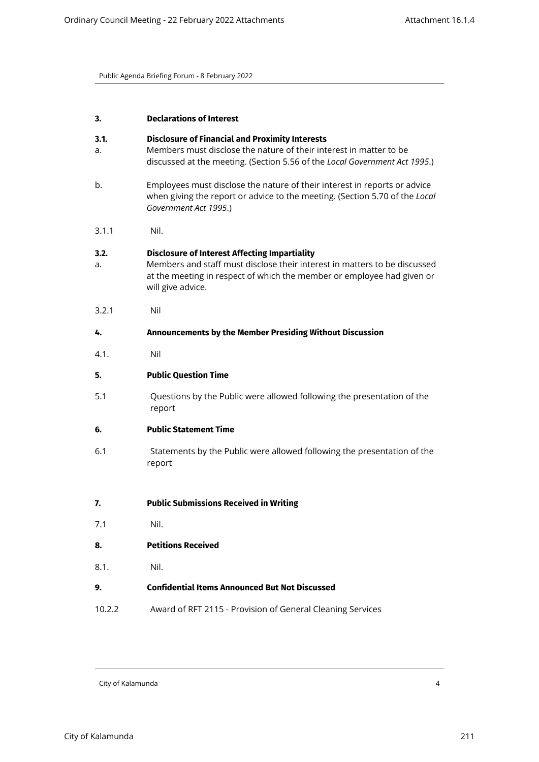## 3. Declarations of Interest

### 3.1. Disclosure of Financial and Proximity Interests

a. Members must disclose the nature of their interest in matter to be discussed at the meeting. (Section 5.56 of the *Local Government Act 1995*.)

b. Employees must disclose the nature of their interest in reports or advice when giving the report or advice to the meeting. (Section 5.70 of the *Local Government Act 1995*.)

3.1.1 Nil.

### 3.2. Disclosure of Interest Affecting Impartiality

a. Members and staff must disclose their interest in matters to be discussed at the meeting in respect of which the member or employee had given or will give advice.

3.2.1 Nil

## 4. Announcements by the Member Presiding Without Discussion

4.1. Nil

## 5. Public Question Time

5.1 Questions by the Public were allowed following the presentation of the report

## 6. Public Statement Time

6.1 Statements by the Public were allowed following the presentation of the report

## 7. Public Submissions Received in Writing

7.1 Nil.

## 8. Petitions Received

8.1. Nil.

## 9. Confidential Items Announced But Not Discussed

10.2.2 Award of RFT 2115 - Provision of General Cleaning Services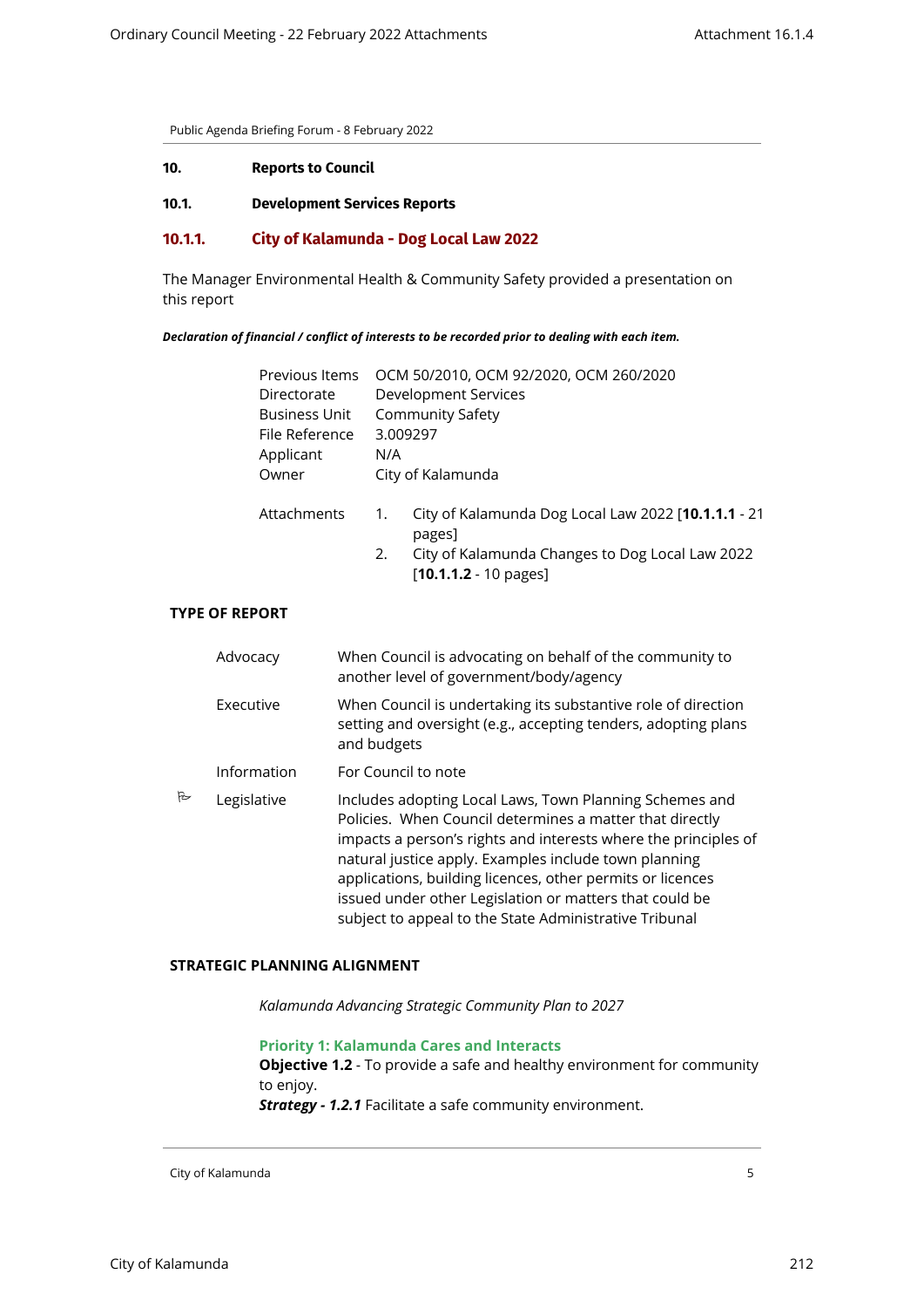Public Agenda Briefing Forum - 8 February 2022

## 10. Reports to Council

### 10.1. Development Services Reports

### 10.1.1. City of Kalamunda - Dog Local Law 2022

The Manager Environmental Health & Community Safety provided a presentation on this report

***Declaration of financial / conflict of interests to be recorded prior to dealing with each item.***

| | |
|---|---|
| Previous Items | OCM 50/2010, OCM 92/2020, OCM 260/2020 |
| Directorate | Development Services |
| Business Unit | Community Safety |
| File Reference | 3.009297 |
| Applicant | N/A |
| Owner | City of Kalamunda |

Attachments
1. City of Kalamunda Dog Local Law 2022 [**10.1.1.1** - 21 pages]
2. City of Kalamunda Changes to Dog Local Law 2022 [**10.1.1.2** - 10 pages]

**TYPE OF REPORT**

| | | |
|---|---|---|
| | Advocacy | When Council is advocating on behalf of the community to another level of government/body/agency |
| | Executive | When Council is undertaking its substantive role of direction setting and oversight (e.g., accepting tenders, adopting plans and budgets |
| | Information | For Council to note |
| ✓ | Legislative | Includes adopting Local Laws, Town Planning Schemes and Policies. When Council determines a matter that directly impacts a person's rights and interests where the principles of natural justice apply. Examples include town planning applications, building licences, other permits or licences issued under other Legislation or matters that could be subject to appeal to the State Administrative Tribunal |

**STRATEGIC PLANNING ALIGNMENT**

*Kalamunda Advancing Strategic Community Plan to 2027*

**Priority 1: Kalamunda Cares and Interacts**
**Objective 1.2** - To provide a safe and healthy environment for community to enjoy.
***Strategy - 1.2.1*** Facilitate a safe community environment.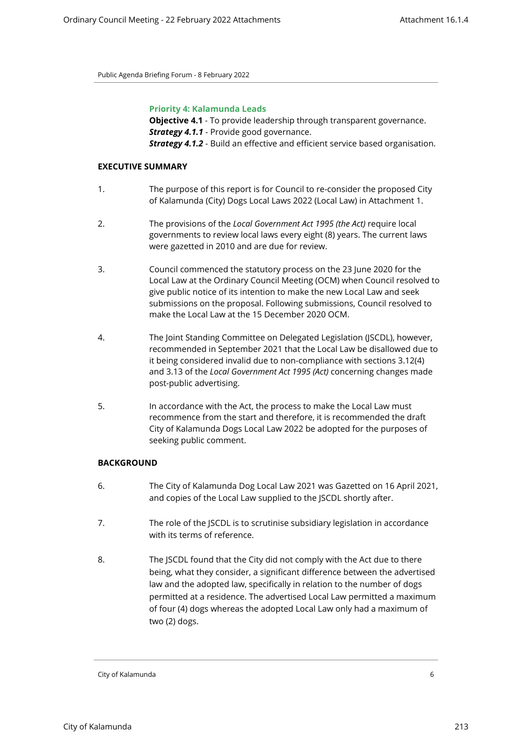**Priority 4: Kalamunda Leads**

**Objective 4.1** - To provide leadership through transparent governance.
***Strategy 4.1.1*** - Provide good governance.
***Strategy 4.1.2*** - Build an effective and efficient service based organisation.

**EXECUTIVE SUMMARY**

1. The purpose of this report is for Council to re-consider the proposed City of Kalamunda (City) Dogs Local Laws 2022 (Local Law) in Attachment 1.

2. The provisions of the *Local Government Act 1995 (the Act)* require local governments to review local laws every eight (8) years. The current laws were gazetted in 2010 and are due for review.

3. Council commenced the statutory process on the 23 June 2020 for the Local Law at the Ordinary Council Meeting (OCM) when Council resolved to give public notice of its intention to make the new Local Law and seek submissions on the proposal. Following submissions, Council resolved to make the Local Law at the 15 December 2020 OCM.

4. The Joint Standing Committee on Delegated Legislation (JSCDL), however, recommended in September 2021 that the Local Law be disallowed due to it being considered invalid due to non-compliance with sections 3.12(4) and 3.13 of the *Local Government Act 1995 (Act)* concerning changes made post-public advertising.

5. In accordance with the Act, the process to make the Local Law must recommence from the start and therefore, it is recommended the draft City of Kalamunda Dogs Local Law 2022 be adopted for the purposes of seeking public comment.

**BACKGROUND**

6. The City of Kalamunda Dog Local Law 2021 was Gazetted on 16 April 2021, and copies of the Local Law supplied to the JSCDL shortly after.

7. The role of the JSCDL is to scrutinise subsidiary legislation in accordance with its terms of reference.

8. The JSCDL found that the City did not comply with the Act due to there being, what they consider, a significant difference between the advertised law and the adopted law, specifically in relation to the number of dogs permitted at a residence. The advertised Local Law permitted a maximum of four (4) dogs whereas the adopted Local Law only had a maximum of two (2) dogs.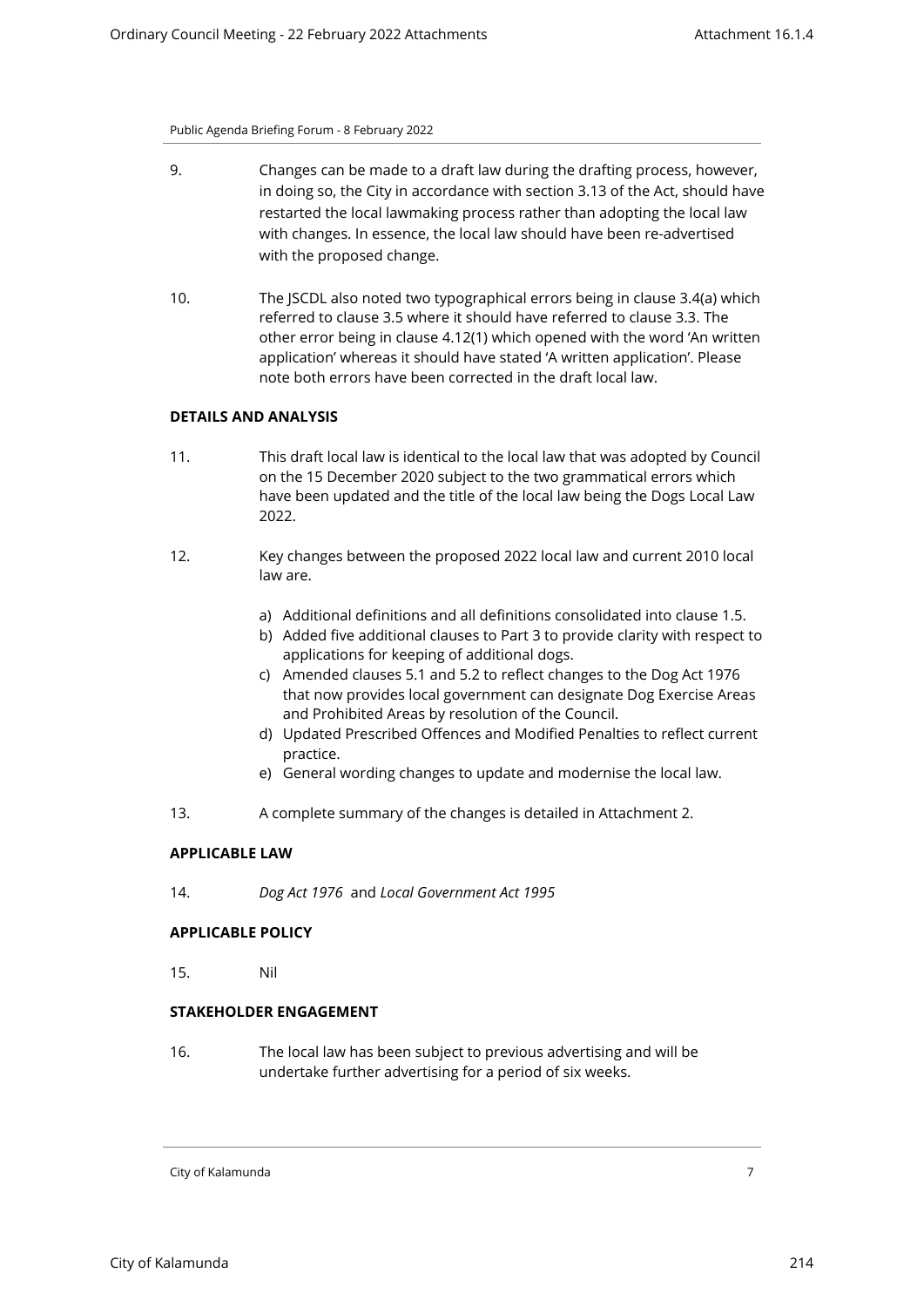9. Changes can be made to a draft law during the drafting process, however, in doing so, the City in accordance with section 3.13 of the Act, should have restarted the local lawmaking process rather than adopting the local law with changes. In essence, the local law should have been re-advertised with the proposed change.

10. The JSCDL also noted two typographical errors being in clause 3.4(a) which referred to clause 3.5 where it should have referred to clause 3.3. The other error being in clause 4.12(1) which opened with the word 'An written application' whereas it should have stated 'A written application'. Please note both errors have been corrected in the draft local law.

**DETAILS AND ANALYSIS**

11. This draft local law is identical to the local law that was adopted by Council on the 15 December 2020 subject to the two grammatical errors which have been updated and the title of the local law being the Dogs Local Law 2022.

12. Key changes between the proposed 2022 local law and current 2010 local law are.

    a) Additional definitions and all definitions consolidated into clause 1.5.
    b) Added five additional clauses to Part 3 to provide clarity with respect to applications for keeping of additional dogs.
    c) Amended clauses 5.1 and 5.2 to reflect changes to the Dog Act 1976 that now provides local government can designate Dog Exercise Areas and Prohibited Areas by resolution of the Council.
    d) Updated Prescribed Offences and Modified Penalties to reflect current practice.
    e) General wording changes to update and modernise the local law.

13. A complete summary of the changes is detailed in Attachment 2.

**APPLICABLE LAW**

14. *Dog Act 1976* and *Local Government Act 1995*

**APPLICABLE POLICY**

15. Nil

**STAKEHOLDER ENGAGEMENT**

16. The local law has been subject to previous advertising and will be undertake further advertising for a period of six weeks.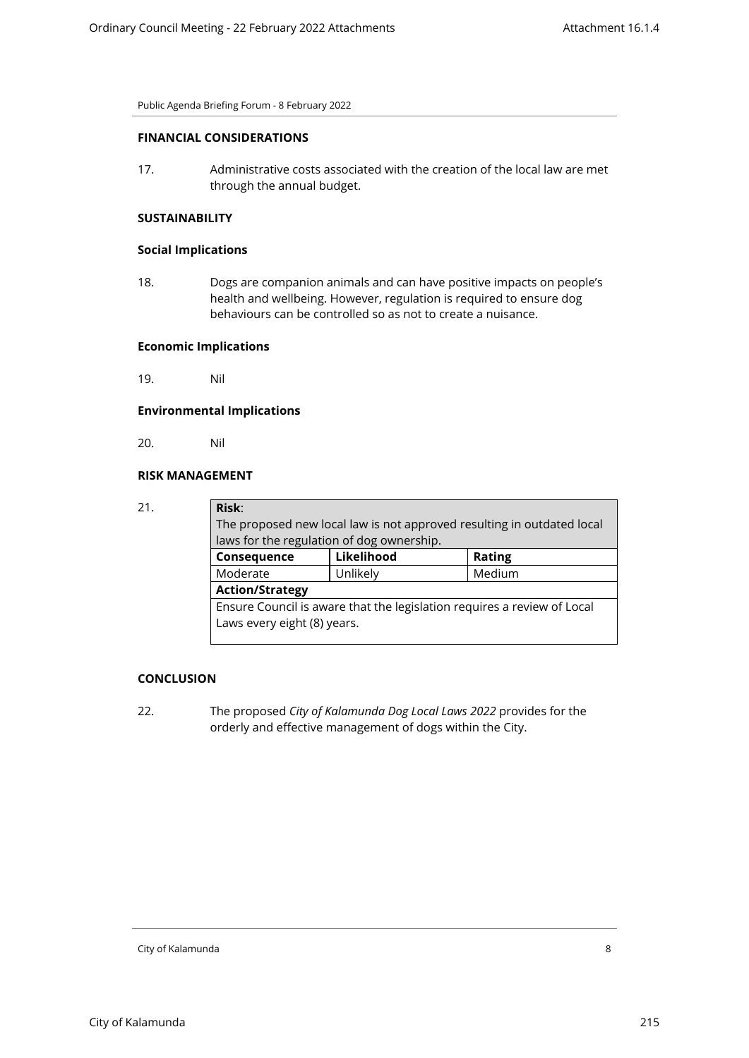**FINANCIAL CONSIDERATIONS**

17. Administrative costs associated with the creation of the local law are met through the annual budget.

**SUSTAINABILITY**

**Social Implications**

18. Dogs are companion animals and can have positive impacts on people's health and wellbeing. However, regulation is required to ensure dog behaviours can be controlled so as not to create a nuisance.

**Economic Implications**

19. Nil

**Environmental Implications**

20. Nil

**RISK MANAGEMENT**

21.

| **Risk**: The proposed new local law is not approved resulting in outdated local laws for the regulation of dog ownership. | | |
|---|---|---|
| **Consequence** | **Likelihood** | **Rating** |
| Moderate | Unlikely | Medium |
| **Action/Strategy** | | |
| Ensure Council is aware that the legislation requires a review of Local Laws every eight (8) years. | | |

**CONCLUSION**

22. The proposed *City of Kalamunda Dog Local Laws 2022* provides for the orderly and effective management of dogs within the City.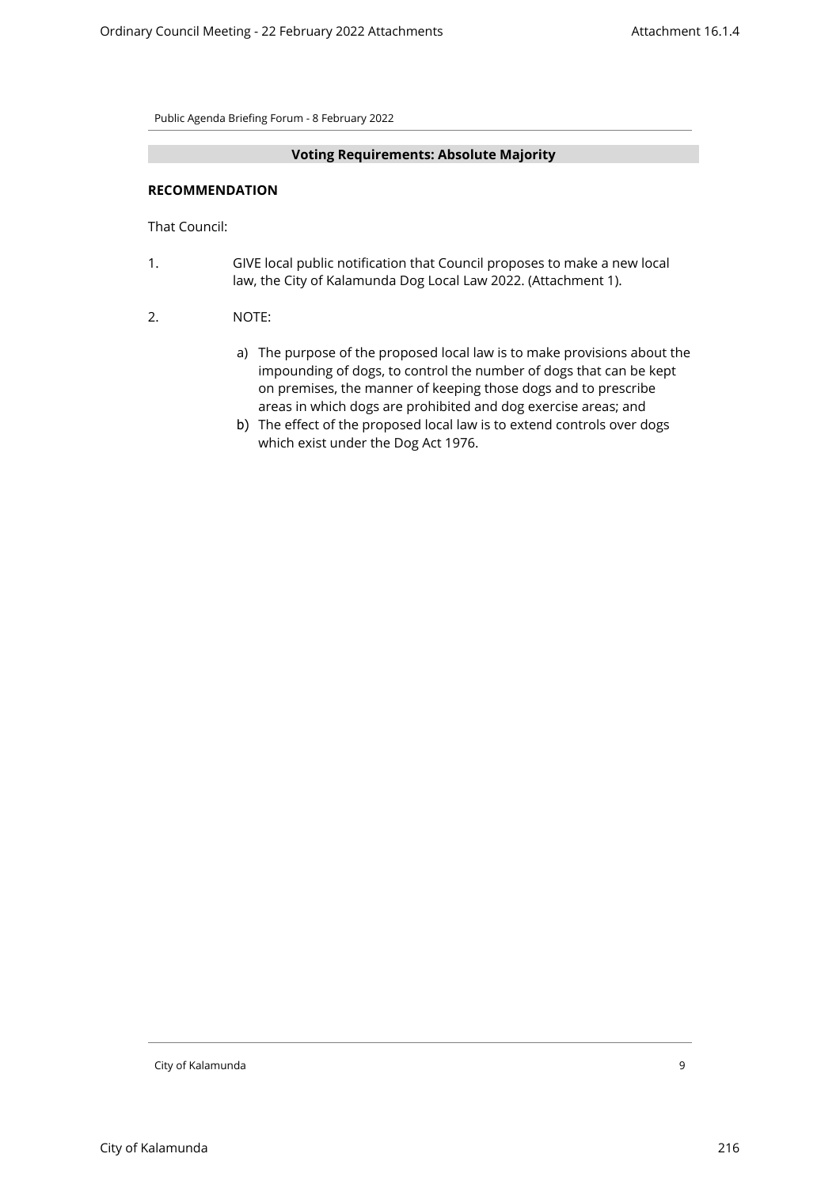**Voting Requirements: Absolute Majority**

**RECOMMENDATION**

That Council:

1. GIVE local public notification that Council proposes to make a new local law, the City of Kalamunda Dog Local Law 2022. (Attachment 1).

2. NOTE:

   a) The purpose of the proposed local law is to make provisions about the impounding of dogs, to control the number of dogs that can be kept on premises, the manner of keeping those dogs and to prescribe areas in which dogs are prohibited and dog exercise areas; and
   b) The effect of the proposed local law is to extend controls over dogs which exist under the Dog Act 1976.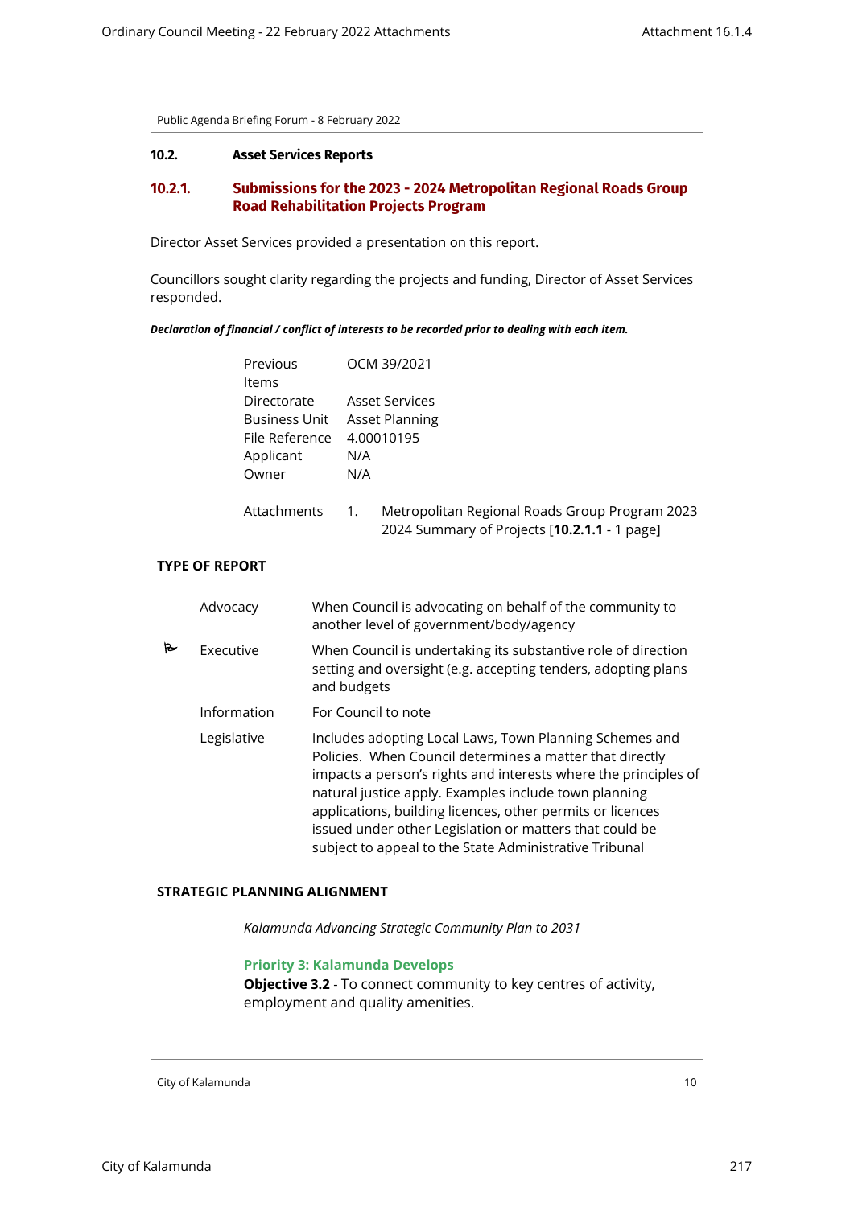Public Agenda Briefing Forum - 8 February 2022

## 10.2. Asset Services Reports

### 10.2.1. Submissions for the 2023 - 2024 Metropolitan Regional Roads Group Road Rehabilitation Projects Program

Director Asset Services provided a presentation on this report.

Councillors sought clarity regarding the projects and funding, Director of Asset Services responded.

***Declaration of financial / conflict of interests to be recorded prior to dealing with each item.***

| | |
|---|---|
| Previous Items | OCM 39/2021 |
| Directorate | Asset Services |
| Business Unit | Asset Planning |
| File Reference | 4.00010195 |
| Applicant | N/A |
| Owner | N/A |
| Attachments | 1. Metropolitan Regional Roads Group Program 2023 2024 Summary of Projects [**10.2.1.1** - 1 page] |

**TYPE OF REPORT**

| | | |
|---|---|---|
| | Advocacy | When Council is advocating on behalf of the community to another level of government/body/agency |
| ✓ | Executive | When Council is undertaking its substantive role of direction setting and oversight (e.g. accepting tenders, adopting plans and budgets |
| | Information | For Council to note |
| | Legislative | Includes adopting Local Laws, Town Planning Schemes and Policies. When Council determines a matter that directly impacts a person's rights and interests where the principles of natural justice apply. Examples include town planning applications, building licences, other permits or licences issued under other Legislation or matters that could be subject to appeal to the State Administrative Tribunal |

**STRATEGIC PLANNING ALIGNMENT**

*Kalamunda Advancing Strategic Community Plan to 2031*

**Priority 3: Kalamunda Develops**

**Objective 3.2** - To connect community to key centres of activity, employment and quality amenities.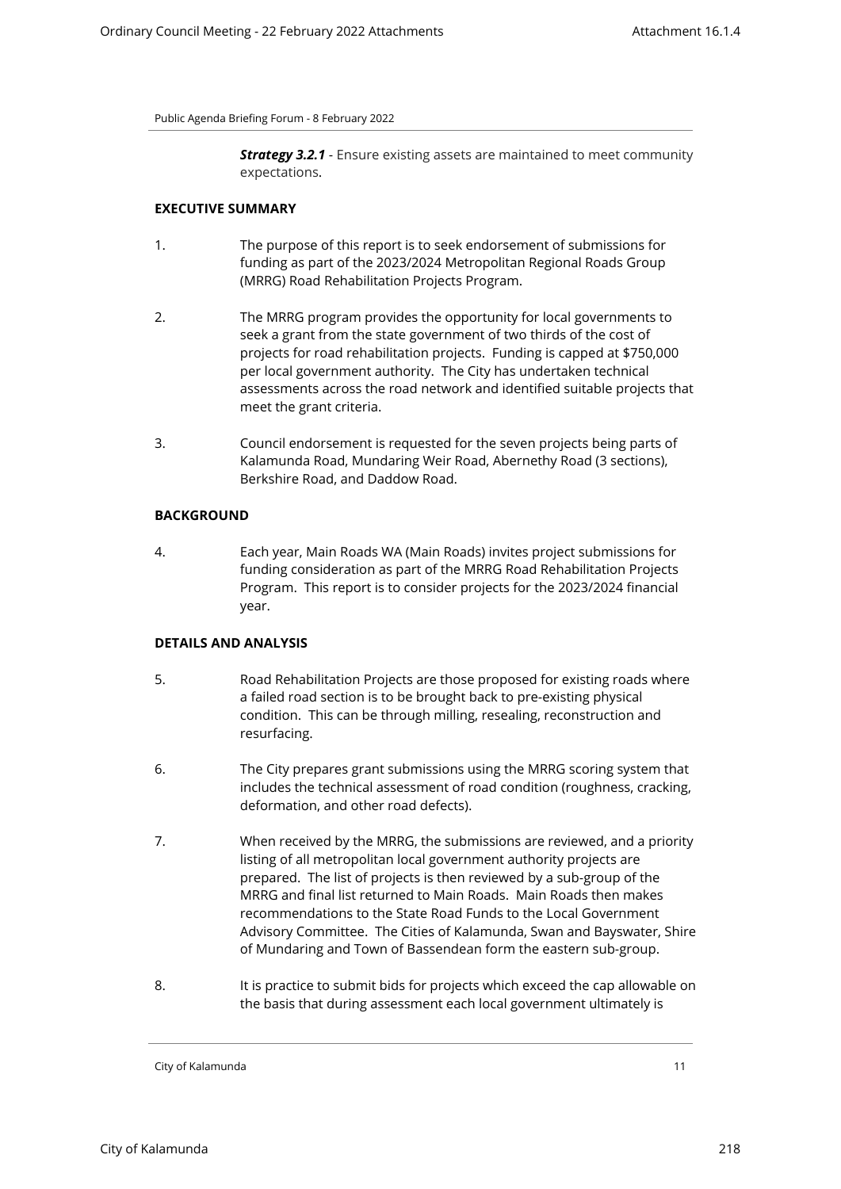***Strategy 3.2.1*** - Ensure existing assets are maintained to meet community expectations.

## EXECUTIVE SUMMARY

1. The purpose of this report is to seek endorsement of submissions for funding as part of the 2023/2024 Metropolitan Regional Roads Group (MRRG) Road Rehabilitation Projects Program.

2. The MRRG program provides the opportunity for local governments to seek a grant from the state government of two thirds of the cost of projects for road rehabilitation projects. Funding is capped at $750,000 per local government authority. The City has undertaken technical assessments across the road network and identified suitable projects that meet the grant criteria.

3. Council endorsement is requested for the seven projects being parts of Kalamunda Road, Mundaring Weir Road, Abernethy Road (3 sections), Berkshire Road, and Daddow Road.

## BACKGROUND

4. Each year, Main Roads WA (Main Roads) invites project submissions for funding consideration as part of the MRRG Road Rehabilitation Projects Program. This report is to consider projects for the 2023/2024 financial year.

## DETAILS AND ANALYSIS

5. Road Rehabilitation Projects are those proposed for existing roads where a failed road section is to be brought back to pre-existing physical condition. This can be through milling, resealing, reconstruction and resurfacing.

6. The City prepares grant submissions using the MRRG scoring system that includes the technical assessment of road condition (roughness, cracking, deformation, and other road defects).

7. When received by the MRRG, the submissions are reviewed, and a priority listing of all metropolitan local government authority projects are prepared. The list of projects is then reviewed by a sub-group of the MRRG and final list returned to Main Roads. Main Roads then makes recommendations to the State Road Funds to the Local Government Advisory Committee. The Cities of Kalamunda, Swan and Bayswater, Shire of Mundaring and Town of Bassendean form the eastern sub-group.

8. It is practice to submit bids for projects which exceed the cap allowable on the basis that during assessment each local government ultimately is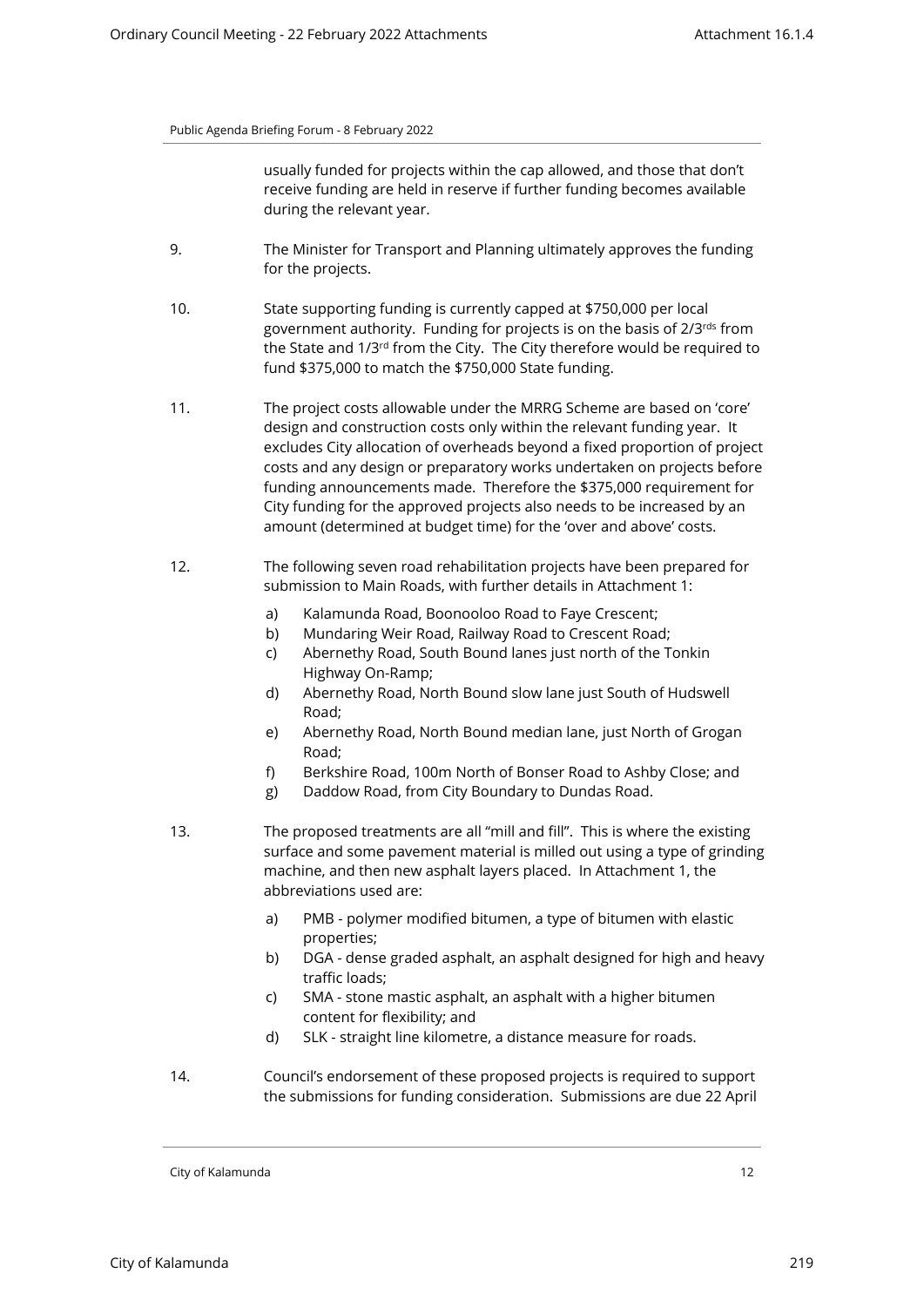usually funded for projects within the cap allowed, and those that don't receive funding are held in reserve if further funding becomes available during the relevant year.

9. The Minister for Transport and Planning ultimately approves the funding for the projects.

10. State supporting funding is currently capped at $750,000 per local government authority. Funding for projects is on the basis of 2/3rds from the State and 1/3rd from the City. The City therefore would be required to fund $375,000 to match the $750,000 State funding.

11. The project costs allowable under the MRRG Scheme are based on 'core' design and construction costs only within the relevant funding year. It excludes City allocation of overheads beyond a fixed proportion of project costs and any design or preparatory works undertaken on projects before funding announcements made. Therefore the $375,000 requirement for City funding for the approved projects also needs to be increased by an amount (determined at budget time) for the 'over and above' costs.

12. The following seven road rehabilitation projects have been prepared for submission to Main Roads, with further details in Attachment 1:

    a) Kalamunda Road, Boonooloo Road to Faye Crescent;
    b) Mundaring Weir Road, Railway Road to Crescent Road;
    c) Abernethy Road, South Bound lanes just north of the Tonkin Highway On-Ramp;
    d) Abernethy Road, North Bound slow lane just South of Hudswell Road;
    e) Abernethy Road, North Bound median lane, just North of Grogan Road;
    f) Berkshire Road, 100m North of Bonser Road to Ashby Close; and
    g) Daddow Road, from City Boundary to Dundas Road.

13. The proposed treatments are all "mill and fill". This is where the existing surface and some pavement material is milled out using a type of grinding machine, and then new asphalt layers placed. In Attachment 1, the abbreviations used are:

    a) PMB - polymer modified bitumen, a type of bitumen with elastic properties;
    b) DGA - dense graded asphalt, an asphalt designed for high and heavy traffic loads;
    c) SMA - stone mastic asphalt, an asphalt with a higher bitumen content for flexibility; and
    d) SLK - straight line kilometre, a distance measure for roads.

14. Council's endorsement of these proposed projects is required to support the submissions for funding consideration. Submissions are due 22 April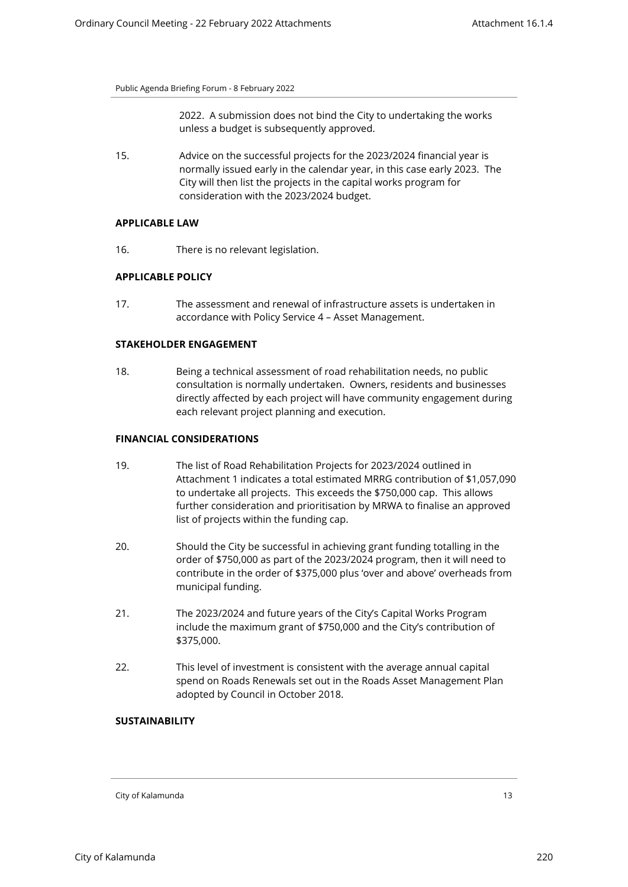2022. A submission does not bind the City to undertaking the works unless a budget is subsequently approved.

15. Advice on the successful projects for the 2023/2024 financial year is normally issued early in the calendar year, in this case early 2023. The City will then list the projects in the capital works program for consideration with the 2023/2024 budget.

**APPLICABLE LAW**

16. There is no relevant legislation.

**APPLICABLE POLICY**

17. The assessment and renewal of infrastructure assets is undertaken in accordance with Policy Service 4 – Asset Management.

**STAKEHOLDER ENGAGEMENT**

18. Being a technical assessment of road rehabilitation needs, no public consultation is normally undertaken. Owners, residents and businesses directly affected by each project will have community engagement during each relevant project planning and execution.

**FINANCIAL CONSIDERATIONS**

19. The list of Road Rehabilitation Projects for 2023/2024 outlined in Attachment 1 indicates a total estimated MRRG contribution of $1,057,090 to undertake all projects. This exceeds the $750,000 cap. This allows further consideration and prioritisation by MRWA to finalise an approved list of projects within the funding cap.

20. Should the City be successful in achieving grant funding totalling in the order of $750,000 as part of the 2023/2024 program, then it will need to contribute in the order of $375,000 plus 'over and above' overheads from municipal funding.

21. The 2023/2024 and future years of the City's Capital Works Program include the maximum grant of $750,000 and the City's contribution of $375,000.

22. This level of investment is consistent with the average annual capital spend on Roads Renewals set out in the Roads Asset Management Plan adopted by Council in October 2018.

**SUSTAINABILITY**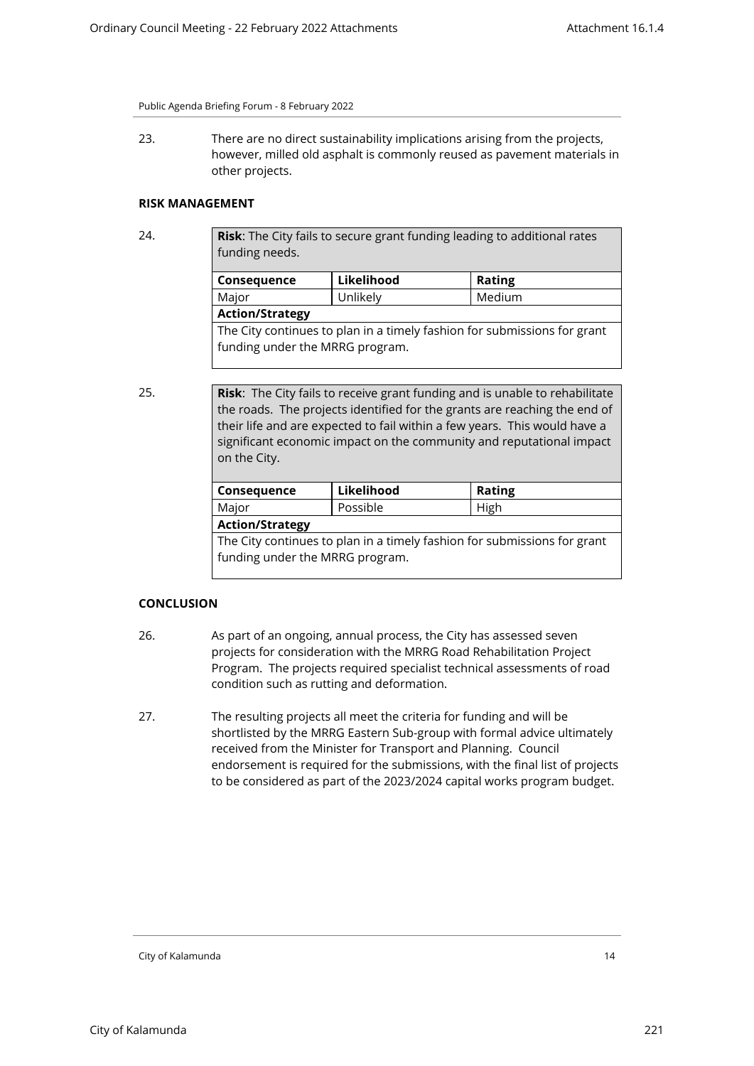23. There are no direct sustainability implications arising from the projects, however, milled old asphalt is commonly reused as pavement materials in other projects.

**RISK MANAGEMENT**

24.

| **Risk**: The City fails to secure grant funding leading to additional rates funding needs. | | |
|---|---|---|
| **Consequence** | **Likelihood** | **Rating** |
| Major | Unlikely | Medium |
| **Action/Strategy** | | |
| The City continues to plan in a timely fashion for submissions for grant funding under the MRRG program. | | |

25.

| **Risk**: The City fails to receive grant funding and is unable to rehabilitate the roads. The projects identified for the grants are reaching the end of their life and are expected to fail within a few years. This would have a significant economic impact on the community and reputational impact on the City. | | |
|---|---|---|
| **Consequence** | **Likelihood** | **Rating** |
| Major | Possible | High |
| **Action/Strategy** | | |
| The City continues to plan in a timely fashion for submissions for grant funding under the MRRG program. | | |

**CONCLUSION**

26. As part of an ongoing, annual process, the City has assessed seven projects for consideration with the MRRG Road Rehabilitation Project Program. The projects required specialist technical assessments of road condition such as rutting and deformation.

27. The resulting projects all meet the criteria for funding and will be shortlisted by the MRRG Eastern Sub-group with formal advice ultimately received from the Minister for Transport and Planning. Council endorsement is required for the submissions, with the final list of projects to be considered as part of the 2023/2024 capital works program budget.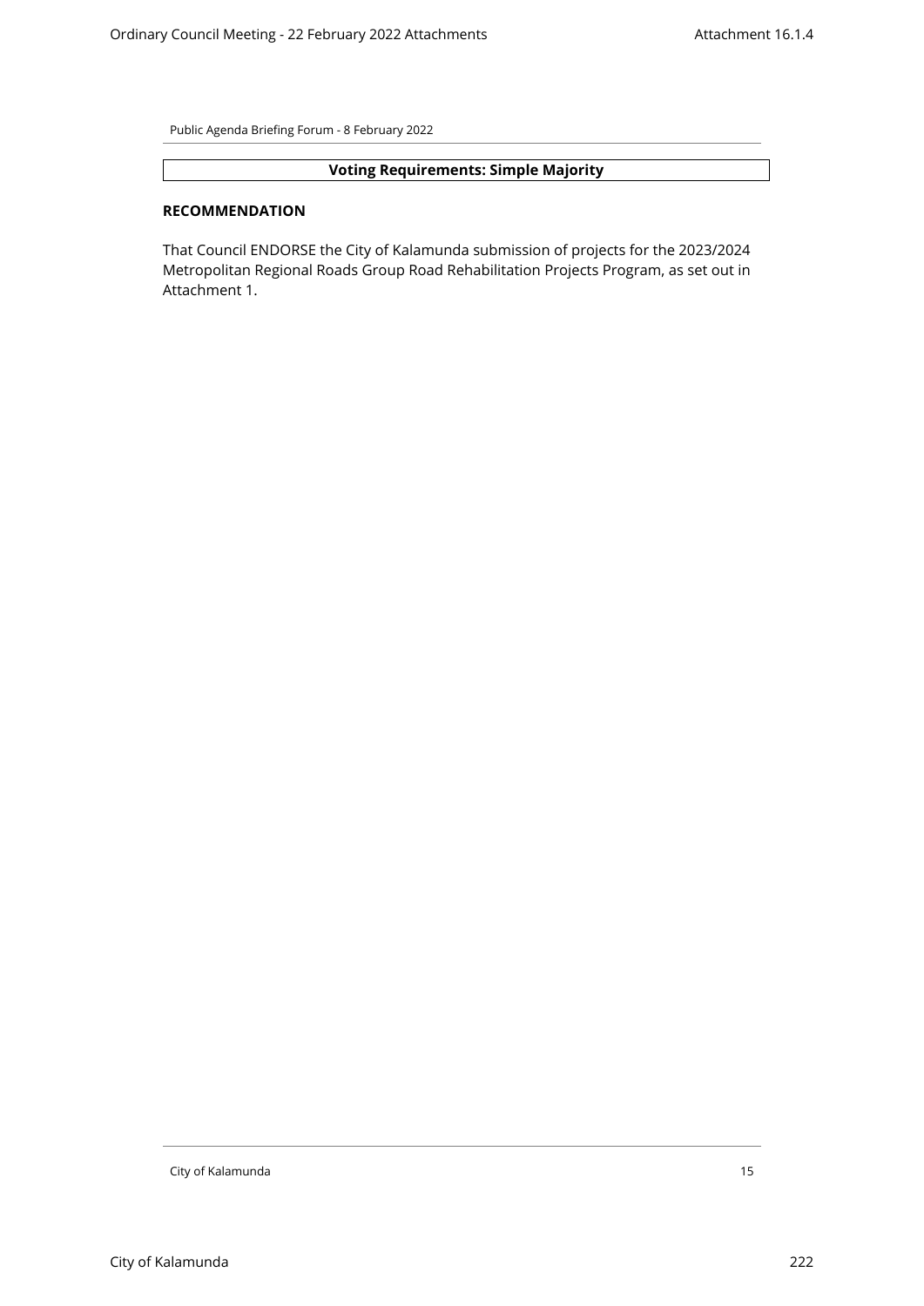**Voting Requirements: Simple Majority**

**RECOMMENDATION**

That Council ENDORSE the City of Kalamunda submission of projects for the 2023/2024 Metropolitan Regional Roads Group Road Rehabilitation Projects Program, as set out in Attachment 1.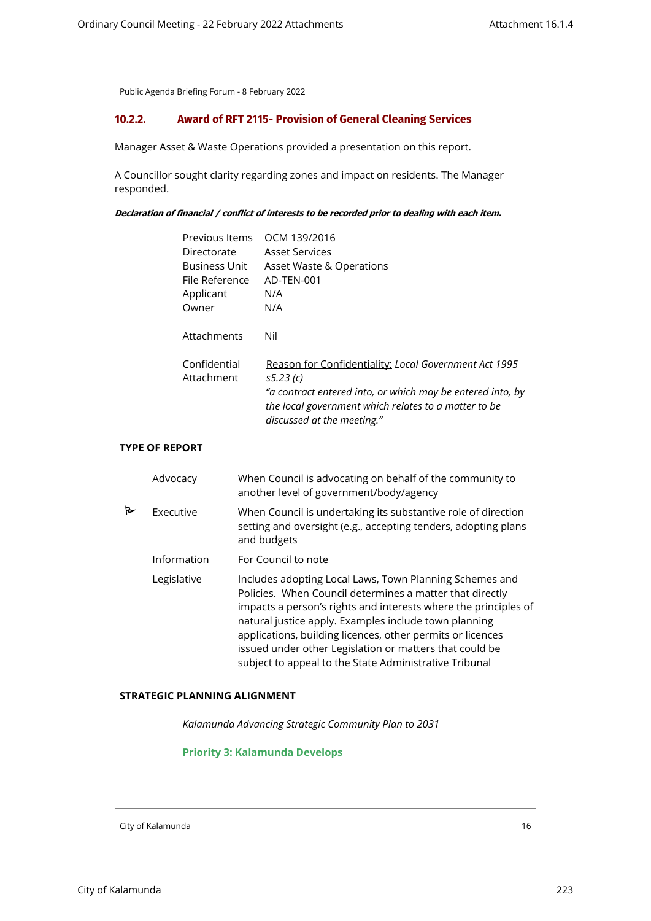Public Agenda Briefing Forum - 8 February 2022

### 10.2.2. Award of RFT 2115- Provision of General Cleaning Services

Manager Asset & Waste Operations provided a presentation on this report.

A Councillor sought clarity regarding zones and impact on residents. The Manager responded.

***Declaration of financial / conflict of interests to be recorded prior to dealing with each item.***

| | |
|---|---|
| Previous Items | OCM 139/2016 |
| Directorate | Asset Services |
| Business Unit | Asset Waste & Operations |
| File Reference | AD-TEN-001 |
| Applicant | N/A |
| Owner | N/A |
| Attachments | Nil |
| Confidential Attachment | Reason for Confidentiality: *Local Government Act 1995 s5.23 (c)* *"a contract entered into, or which may be entered into, by the local government which relates to a matter to be discussed at the meeting."* |

**TYPE OF REPORT**

| | | |
|---|---|---|
| | Advocacy | When Council is advocating on behalf of the community to another level of government/body/agency |
| ✓ | Executive | When Council is undertaking its substantive role of direction setting and oversight (e.g., accepting tenders, adopting plans and budgets |
| | Information | For Council to note |
| | Legislative | Includes adopting Local Laws, Town Planning Schemes and Policies. When Council determines a matter that directly impacts a person's rights and interests where the principles of natural justice apply. Examples include town planning applications, building licences, other permits or licences issued under other Legislation or matters that could be subject to appeal to the State Administrative Tribunal |

**STRATEGIC PLANNING ALIGNMENT**

*Kalamunda Advancing Strategic Community Plan to 2031*

**Priority 3: Kalamunda Develops**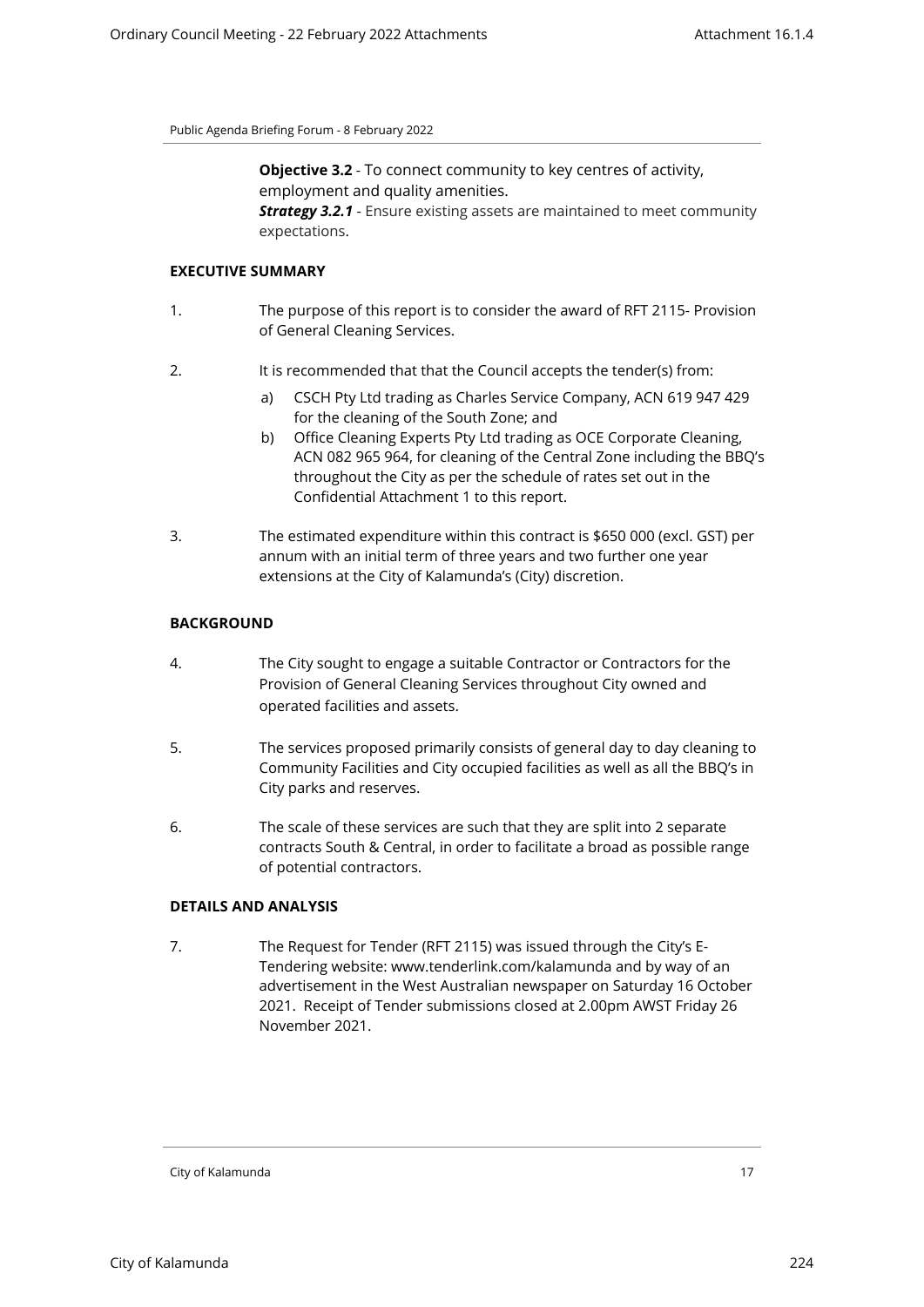**Objective 3.2** - To connect community to key centres of activity, employment and quality amenities.
***Strategy 3.2.1*** - Ensure existing assets are maintained to meet community expectations.

## EXECUTIVE SUMMARY

1. The purpose of this report is to consider the award of RFT 2115- Provision of General Cleaning Services.

2. It is recommended that that the Council accepts the tender(s) from:
   a) CSCH Pty Ltd trading as Charles Service Company, ACN 619 947 429 for the cleaning of the South Zone; and
   b) Office Cleaning Experts Pty Ltd trading as OCE Corporate Cleaning, ACN 082 965 964, for cleaning of the Central Zone including the BBQ's throughout the City as per the schedule of rates set out in the Confidential Attachment 1 to this report.

3. The estimated expenditure within this contract is $650 000 (excl. GST) per annum with an initial term of three years and two further one year extensions at the City of Kalamunda's (City) discretion.

## BACKGROUND

4. The City sought to engage a suitable Contractor or Contractors for the Provision of General Cleaning Services throughout City owned and operated facilities and assets.

5. The services proposed primarily consists of general day to day cleaning to Community Facilities and City occupied facilities as well as all the BBQ's in City parks and reserves.

6. The scale of these services are such that they are split into 2 separate contracts South & Central, in order to facilitate a broad as possible range of potential contractors.

## DETAILS AND ANALYSIS

7. The Request for Tender (RFT 2115) was issued through the City's E-Tendering website: www.tenderlink.com/kalamunda and by way of an advertisement in the West Australian newspaper on Saturday 16 October 2021. Receipt of Tender submissions closed at 2.00pm AWST Friday 26 November 2021.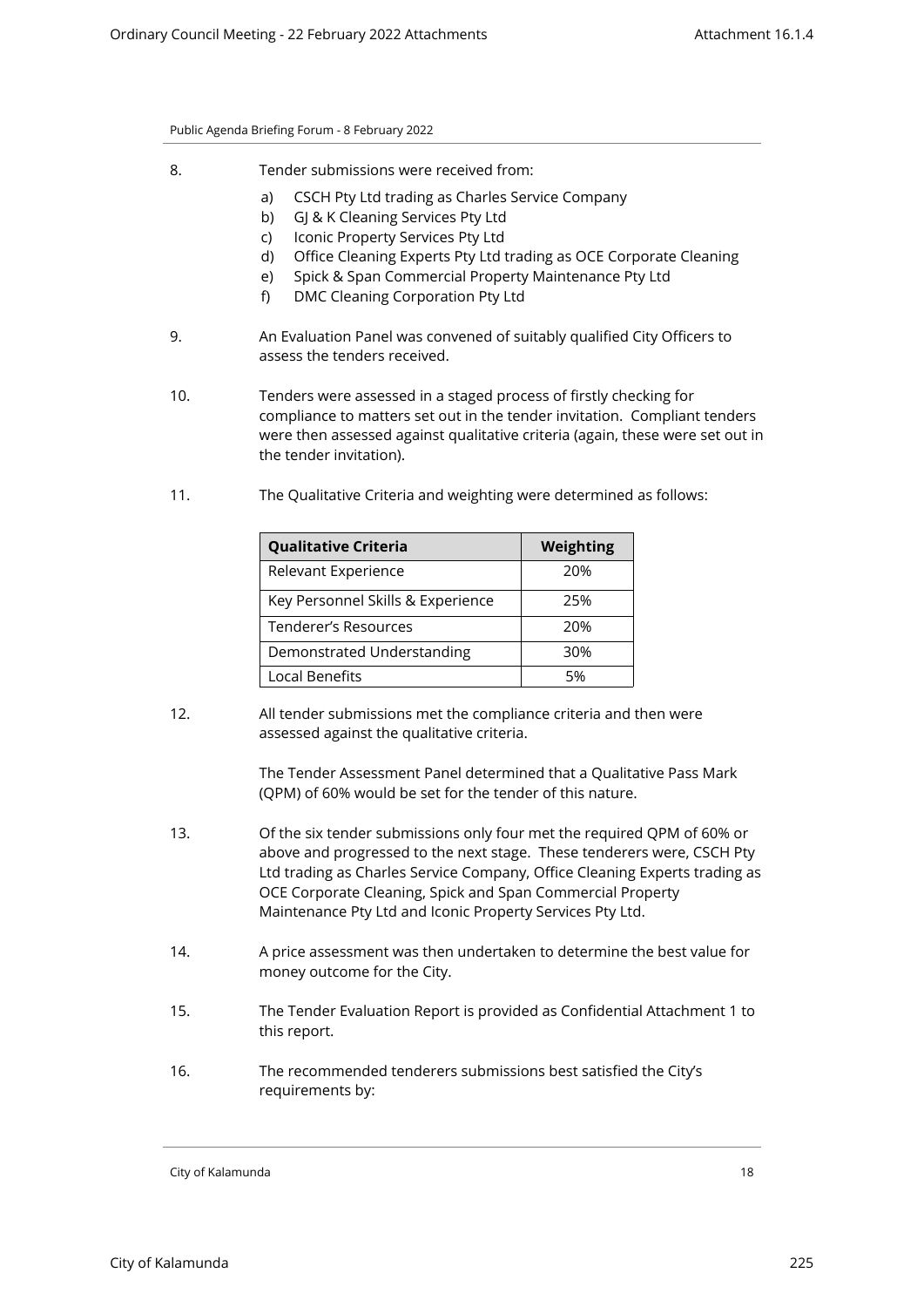8. Tender submissions were received from:

   a) CSCH Pty Ltd trading as Charles Service Company
   b) GJ & K Cleaning Services Pty Ltd
   c) Iconic Property Services Pty Ltd
   d) Office Cleaning Experts Pty Ltd trading as OCE Corporate Cleaning
   e) Spick & Span Commercial Property Maintenance Pty Ltd
   f) DMC Cleaning Corporation Pty Ltd

9. An Evaluation Panel was convened of suitably qualified City Officers to assess the tenders received.

10. Tenders were assessed in a staged process of firstly checking for compliance to matters set out in the tender invitation. Compliant tenders were then assessed against qualitative criteria (again, these were set out in the tender invitation).

11. The Qualitative Criteria and weighting were determined as follows:

| Qualitative Criteria | Weighting |
|---|---|
| Relevant Experience | 20% |
| Key Personnel Skills & Experience | 25% |
| Tenderer's Resources | 20% |
| Demonstrated Understanding | 30% |
| Local Benefits | 5% |

12. All tender submissions met the compliance criteria and then were assessed against the qualitative criteria.

    The Tender Assessment Panel determined that a Qualitative Pass Mark (QPM) of 60% would be set for the tender of this nature.

13. Of the six tender submissions only four met the required QPM of 60% or above and progressed to the next stage. These tenderers were, CSCH Pty Ltd trading as Charles Service Company, Office Cleaning Experts trading as OCE Corporate Cleaning, Spick and Span Commercial Property Maintenance Pty Ltd and Iconic Property Services Pty Ltd.

14. A price assessment was then undertaken to determine the best value for money outcome for the City.

15. The Tender Evaluation Report is provided as Confidential Attachment 1 to this report.

16. The recommended tenderers submissions best satisfied the City's requirements by: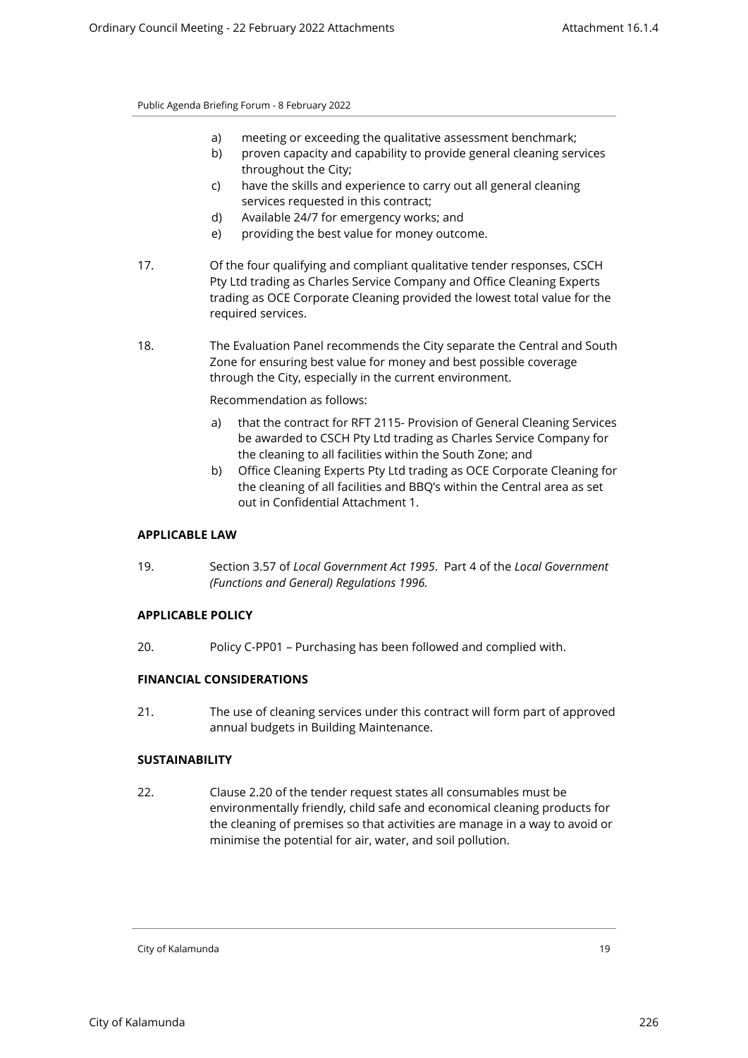a) meeting or exceeding the qualitative assessment benchmark;
b) proven capacity and capability to provide general cleaning services throughout the City;
c) have the skills and experience to carry out all general cleaning services requested in this contract;
d) Available 24/7 for emergency works; and
e) providing the best value for money outcome.

17. Of the four qualifying and compliant qualitative tender responses, CSCH Pty Ltd trading as Charles Service Company and Office Cleaning Experts trading as OCE Corporate Cleaning provided the lowest total value for the required services.

18. The Evaluation Panel recommends the City separate the Central and South Zone for ensuring best value for money and best possible coverage through the City, especially in the current environment.

Recommendation as follows:

a) that the contract for RFT 2115- Provision of General Cleaning Services be awarded to CSCH Pty Ltd trading as Charles Service Company for the cleaning to all facilities within the South Zone; and
b) Office Cleaning Experts Pty Ltd trading as OCE Corporate Cleaning for the cleaning of all facilities and BBQ's within the Central area as set out in Confidential Attachment 1.

**APPLICABLE LAW**

19. Section 3.57 of *Local Government Act 1995*. Part 4 of the *Local Government (Functions and General) Regulations 1996.*

**APPLICABLE POLICY**

20. Policy C-PP01 – Purchasing has been followed and complied with.

**FINANCIAL CONSIDERATIONS**

21. The use of cleaning services under this contract will form part of approved annual budgets in Building Maintenance.

**SUSTAINABILITY**

22. Clause 2.20 of the tender request states all consumables must be environmentally friendly, child safe and economical cleaning products for the cleaning of premises so that activities are manage in a way to avoid or minimise the potential for air, water, and soil pollution.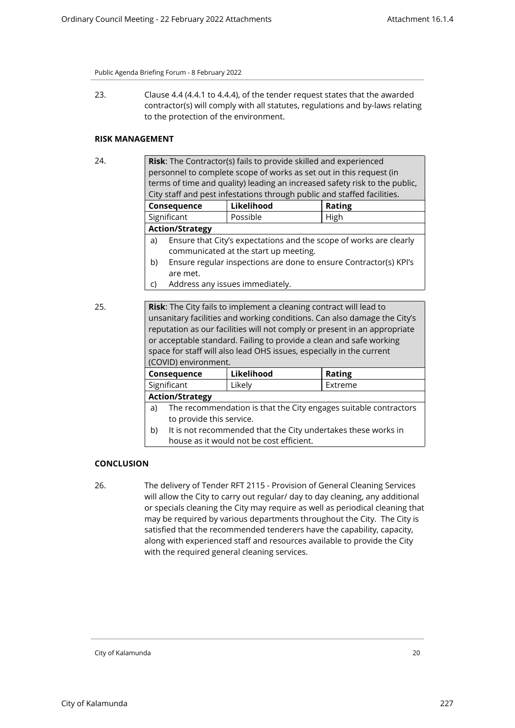23. Clause 4.4 (4.4.1 to 4.4.4), of the tender request states that the awarded contractor(s) will comply with all statutes, regulations and by-laws relating to the protection of the environment.

**RISK MANAGEMENT**

24.

| **Risk**: The Contractor(s) fails to provide skilled and experienced personnel to complete scope of works as set out in this request (in terms of time and quality) leading an increased safety risk to the public, City staff and pest infestations through public and staffed facilities. | | |
|---|---|---|
| **Consequence** | **Likelihood** | **Rating** |
| Significant | Possible | High |
| **Action/Strategy** | | |
| a) Ensure that City's expectations and the scope of works are clearly communicated at the start up meeting.<br>b) Ensure regular inspections are done to ensure Contractor(s) KPI's are met.<br>c) Address any issues immediately. | | |

25.

| **Risk**: The City fails to implement a cleaning contract will lead to unsanitary facilities and working conditions. Can also damage the City's reputation as our facilities will not comply or present in an appropriate or acceptable standard. Failing to provide a clean and safe working space for staff will also lead OHS issues, especially in the current (COVID) environment. | | |
|---|---|---|
| **Consequence** | **Likelihood** | **Rating** |
| Significant | Likely | Extreme |
| **Action/Strategy** | | |
| a) The recommendation is that the City engages suitable contractors to provide this service.<br>b) It is not recommended that the City undertakes these works in house as it would not be cost efficient. | | |

**CONCLUSION**

26. The delivery of Tender RFT 2115 - Provision of General Cleaning Services will allow the City to carry out regular/ day to day cleaning, any additional or specials cleaning the City may require as well as periodical cleaning that may be required by various departments throughout the City. The City is satisfied that the recommended tenderers have the capability, capacity, along with experienced staff and resources available to provide the City with the required general cleaning services.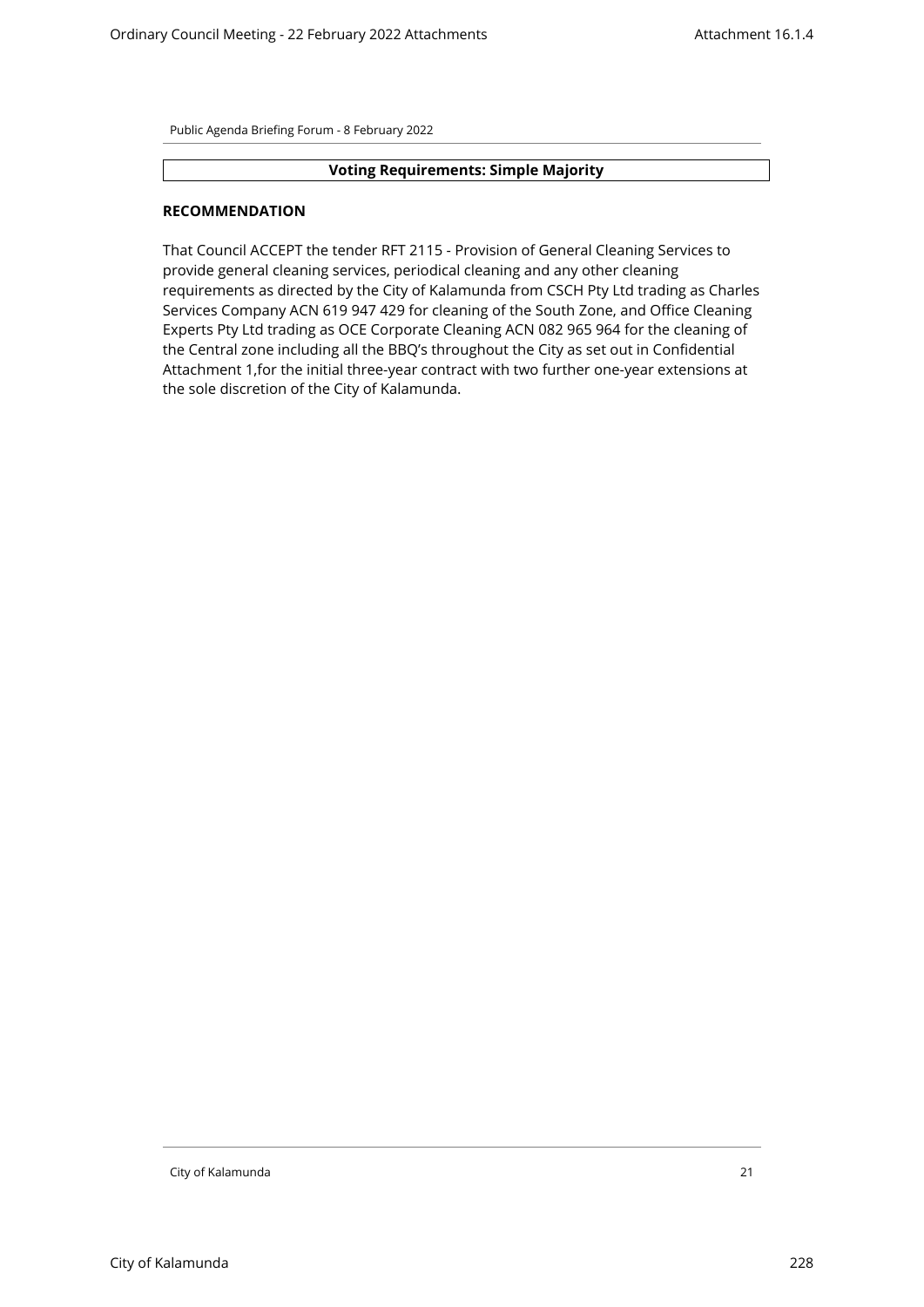**Voting Requirements: Simple Majority**

**RECOMMENDATION**

That Council ACCEPT the tender RFT 2115 - Provision of General Cleaning Services to provide general cleaning services, periodical cleaning and any other cleaning requirements as directed by the City of Kalamunda from CSCH Pty Ltd trading as Charles Services Company ACN 619 947 429 for cleaning of the South Zone, and Office Cleaning Experts Pty Ltd trading as OCE Corporate Cleaning ACN 082 965 964 for the cleaning of the Central zone including all the BBQ's throughout the City as set out in Confidential Attachment 1,for the initial three-year contract with two further one-year extensions at the sole discretion of the City of Kalamunda.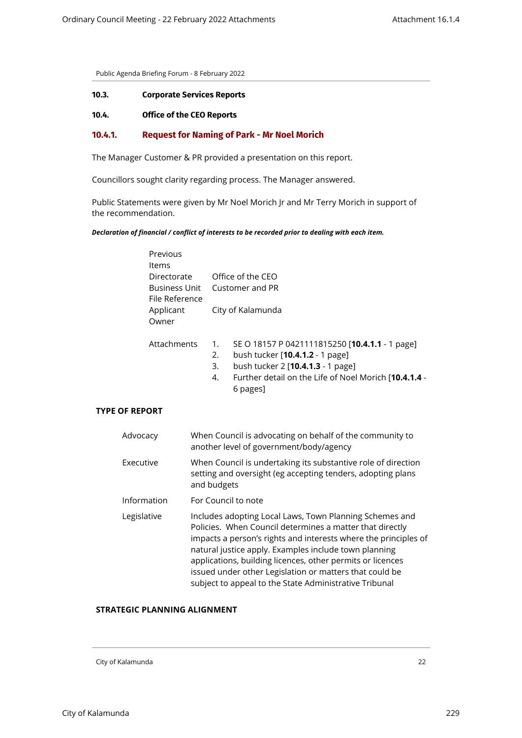### 10.3. Corporate Services Reports

### 10.4. Office of the CEO Reports

### 10.4.1. Request for Naming of Park - Mr Noel Morich

The Manager Customer & PR provided a presentation on this report.

Councillors sought clarity regarding process. The Manager answered.

Public Statements were given by Mr Noel Morich Jr and Mr Terry Morich in support of the recommendation.

***Declaration of financial / conflict of interests to be recorded prior to dealing with each item.***

| | |
|---|---|
| Previous Items | |
| Directorate | Office of the CEO |
| Business Unit | Customer and PR |
| File Reference | |
| Applicant | City of Kalamunda |
| Owner | |
| Attachments | 1. SE O 18157 P 0421111815250 [**10.4.1.1** - 1 page]<br>2. bush tucker [**10.4.1.2** - 1 page]<br>3. bush tucker 2 [**10.4.1.3** - 1 page]<br>4. Further detail on the Life of Noel Morich [**10.4.1.4** - 6 pages] |

**TYPE OF REPORT**

| | |
|---|---|
| Advocacy | When Council is advocating on behalf of the community to another level of government/body/agency |
| Executive | When Council is undertaking its substantive role of direction setting and oversight (eg accepting tenders, adopting plans and budgets |
| Information | For Council to note |
| Legislative | Includes adopting Local Laws, Town Planning Schemes and Policies. When Council determines a matter that directly impacts a person's rights and interests where the principles of natural justice apply. Examples include town planning applications, building licences, other permits or licences issued under other Legislation or matters that could be subject to appeal to the State Administrative Tribunal |

**STRATEGIC PLANNING ALIGNMENT**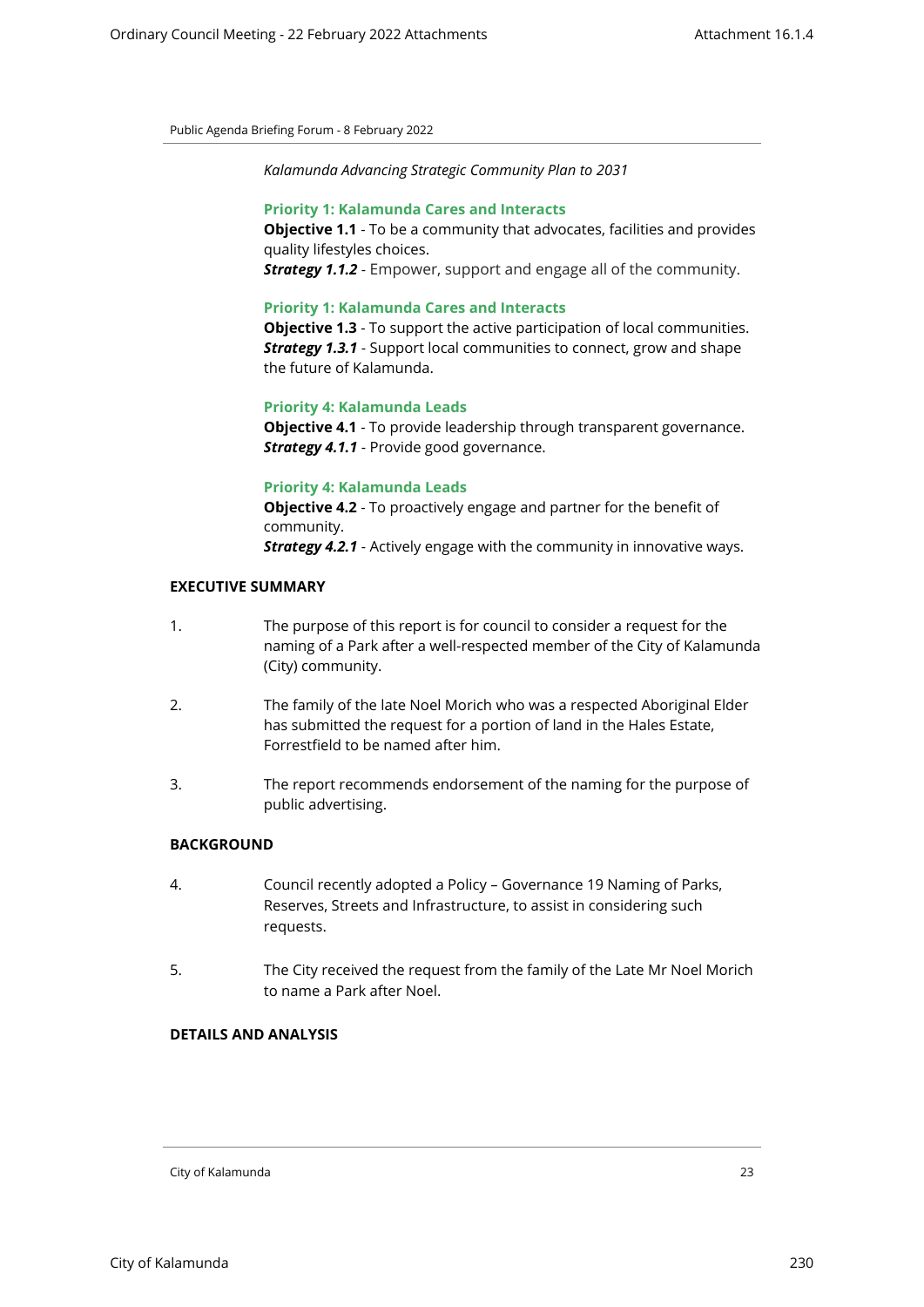*Kalamunda Advancing Strategic Community Plan to 2031*

**Priority 1: Kalamunda Cares and Interacts**
**Objective 1.1** - To be a community that advocates, facilities and provides quality lifestyles choices.
***Strategy 1.1.2*** - Empower, support and engage all of the community.

**Priority 1: Kalamunda Cares and Interacts**
**Objective 1.3** - To support the active participation of local communities.
***Strategy 1.3.1*** - Support local communities to connect, grow and shape the future of Kalamunda.

**Priority 4: Kalamunda Leads**
**Objective 4.1** - To provide leadership through transparent governance.
***Strategy 4.1.1*** - Provide good governance.

**Priority 4: Kalamunda Leads**
**Objective 4.2** - To proactively engage and partner for the benefit of community.
***Strategy 4.2.1*** - Actively engage with the community in innovative ways.

## EXECUTIVE SUMMARY

1. The purpose of this report is for council to consider a request for the naming of a Park after a well-respected member of the City of Kalamunda (City) community.

2. The family of the late Noel Morich who was a respected Aboriginal Elder has submitted the request for a portion of land in the Hales Estate, Forrestfield to be named after him.

3. The report recommends endorsement of the naming for the purpose of public advertising.

## BACKGROUND

4. Council recently adopted a Policy – Governance 19 Naming of Parks, Reserves, Streets and Infrastructure, to assist in considering such requests.

5. The City received the request from the family of the Late Mr Noel Morich to name a Park after Noel.

## DETAILS AND ANALYSIS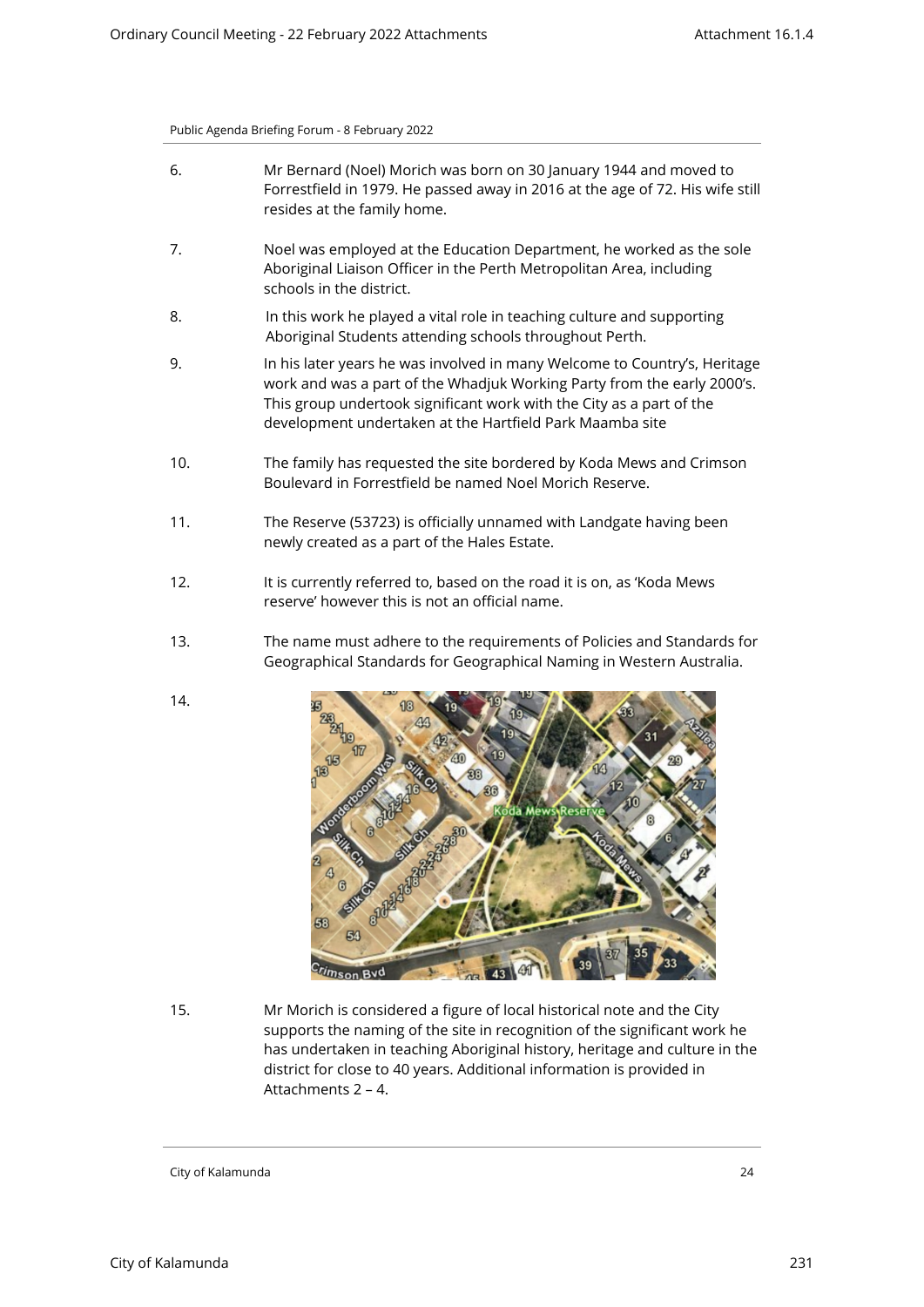6. Mr Bernard (Noel) Morich was born on 30 January 1944 and moved to Forrestfield in 1979. He passed away in 2016 at the age of 72. His wife still resides at the family home.

7. Noel was employed at the Education Department, he worked as the sole Aboriginal Liaison Officer in the Perth Metropolitan Area, including schools in the district.

8. In this work he played a vital role in teaching culture and supporting Aboriginal Students attending schools throughout Perth.

9. In his later years he was involved in many Welcome to Country's, Heritage work and was a part of the Whadjuk Working Party from the early 2000's. This group undertook significant work with the City as a part of the development undertaken at the Hartfield Park Maamba site

10. The family has requested the site bordered by Koda Mews and Crimson Boulevard in Forrestfield be named Noel Morich Reserve.

11. The Reserve (53723) is officially unnamed with Landgate having been newly created as a part of the Hales Estate.

12. It is currently referred to, based on the road it is on, as 'Koda Mews reserve' however this is not an official name.

13. The name must adhere to the requirements of Policies and Standards for Geographical Standards for Geographical Naming in Western Australia.

14.

15. Mr Morich is considered a figure of local historical note and the City supports the naming of the site in recognition of the significant work he has undertaken in teaching Aboriginal history, heritage and culture in the district for close to 40 years. Additional information is provided in Attachments 2 – 4.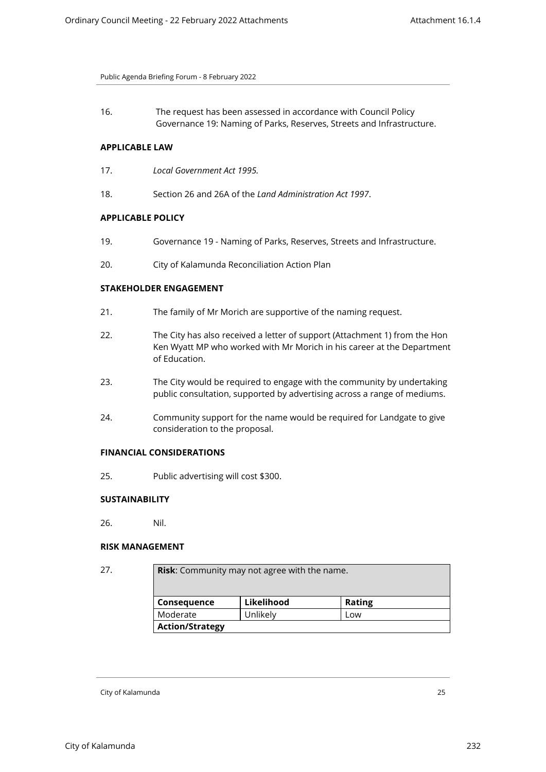16. The request has been assessed in accordance with Council Policy Governance 19: Naming of Parks, Reserves, Streets and Infrastructure.

**APPLICABLE LAW**

17. *Local Government Act 1995.*

18. Section 26 and 26A of the *Land Administration Act 1997*.

**APPLICABLE POLICY**

19. Governance 19 - Naming of Parks, Reserves, Streets and Infrastructure.

20. City of Kalamunda Reconciliation Action Plan

**STAKEHOLDER ENGAGEMENT**

21. The family of Mr Morich are supportive of the naming request.

22. The City has also received a letter of support (Attachment 1) from the Hon Ken Wyatt MP who worked with Mr Morich in his career at the Department of Education.

23. The City would be required to engage with the community by undertaking public consultation, supported by advertising across a range of mediums.

24. Community support for the name would be required for Landgate to give consideration to the proposal.

**FINANCIAL CONSIDERATIONS**

25. Public advertising will cost $300.

**SUSTAINABILITY**

26. Nil.

**RISK MANAGEMENT**

27.

| **Risk**: Community may not agree with the name. | | |
|---|---|---|
| **Consequence** | **Likelihood** | **Rating** |
| Moderate | Unlikely | Low |
| **Action/Strategy** | | |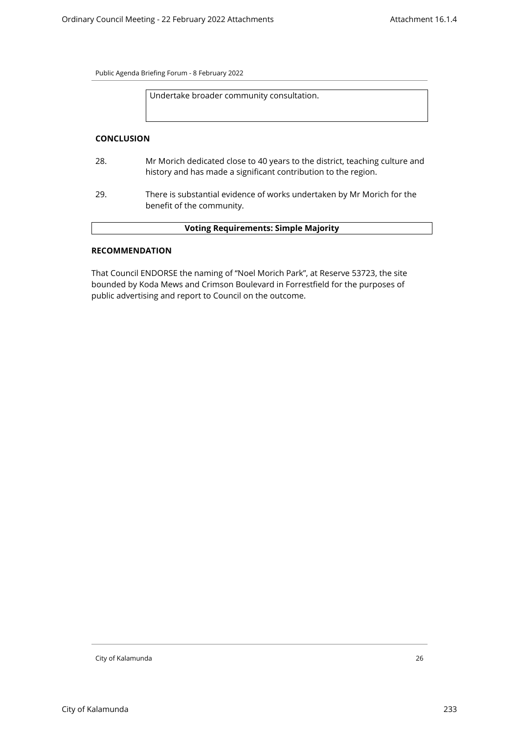Undertake broader community consultation.

**CONCLUSION**

28. Mr Morich dedicated close to 40 years to the district, teaching culture and history and has made a significant contribution to the region.

29. There is substantial evidence of works undertaken by Mr Morich for the benefit of the community.

| **Voting Requirements: Simple Majority** |
|---|

**RECOMMENDATION**

That Council ENDORSE the naming of "Noel Morich Park", at Reserve 53723, the site bounded by Koda Mews and Crimson Boulevard in Forrestfield for the purposes of public advertising and report to Council on the outcome.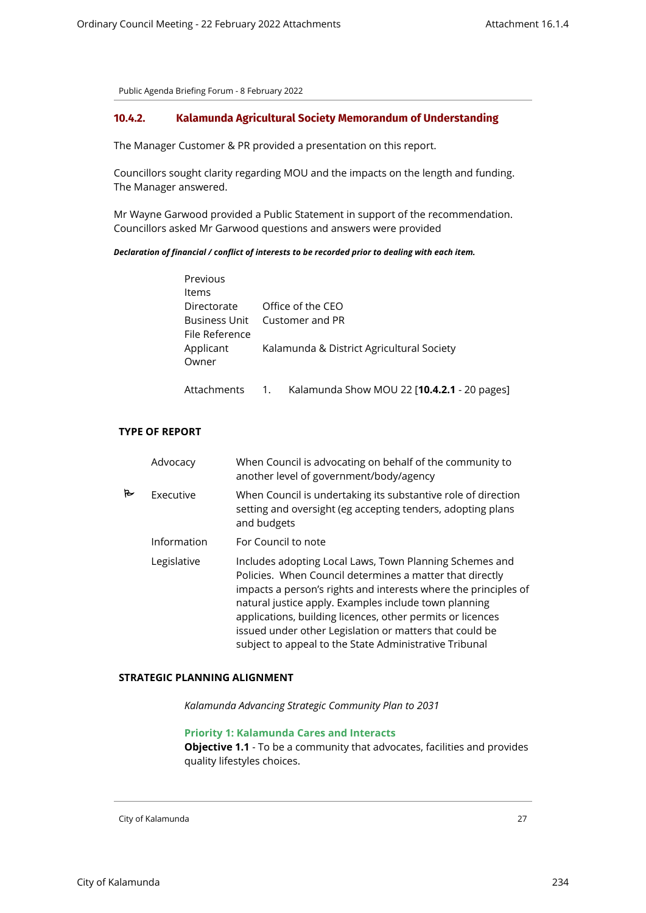Public Agenda Briefing Forum - 8 February 2022

## 10.4.2. Kalamunda Agricultural Society Memorandum of Understanding

The Manager Customer & PR provided a presentation on this report.

Councillors sought clarity regarding MOU and the impacts on the length and funding. The Manager answered.

Mr Wayne Garwood provided a Public Statement in support of the recommendation. Councillors asked Mr Garwood questions and answers were provided

***Declaration of financial / conflict of interests to be recorded prior to dealing with each item.***

| | |
|---|---|
| Previous Items | |
| Directorate | Office of the CEO |
| Business Unit | Customer and PR |
| File Reference | |
| Applicant | Kalamunda & District Agricultural Society |
| Owner | |
| Attachments | 1. Kalamunda Show MOU 22 [**10.4.2.1** - 20 pages] |

**TYPE OF REPORT**

| | | |
|---|---|---|
| | Advocacy | When Council is advocating on behalf of the community to another level of government/body/agency |
| ✓ | Executive | When Council is undertaking its substantive role of direction setting and oversight (eg accepting tenders, adopting plans and budgets |
| | Information | For Council to note |
| | Legislative | Includes adopting Local Laws, Town Planning Schemes and Policies. When Council determines a matter that directly impacts a person's rights and interests where the principles of natural justice apply. Examples include town planning applications, building licences, other permits or licences issued under other Legislation or matters that could be subject to appeal to the State Administrative Tribunal |

**STRATEGIC PLANNING ALIGNMENT**

*Kalamunda Advancing Strategic Community Plan to 2031*

**Priority 1: Kalamunda Cares and Interacts**
**Objective 1.1** - To be a community that advocates, facilities and provides quality lifestyles choices.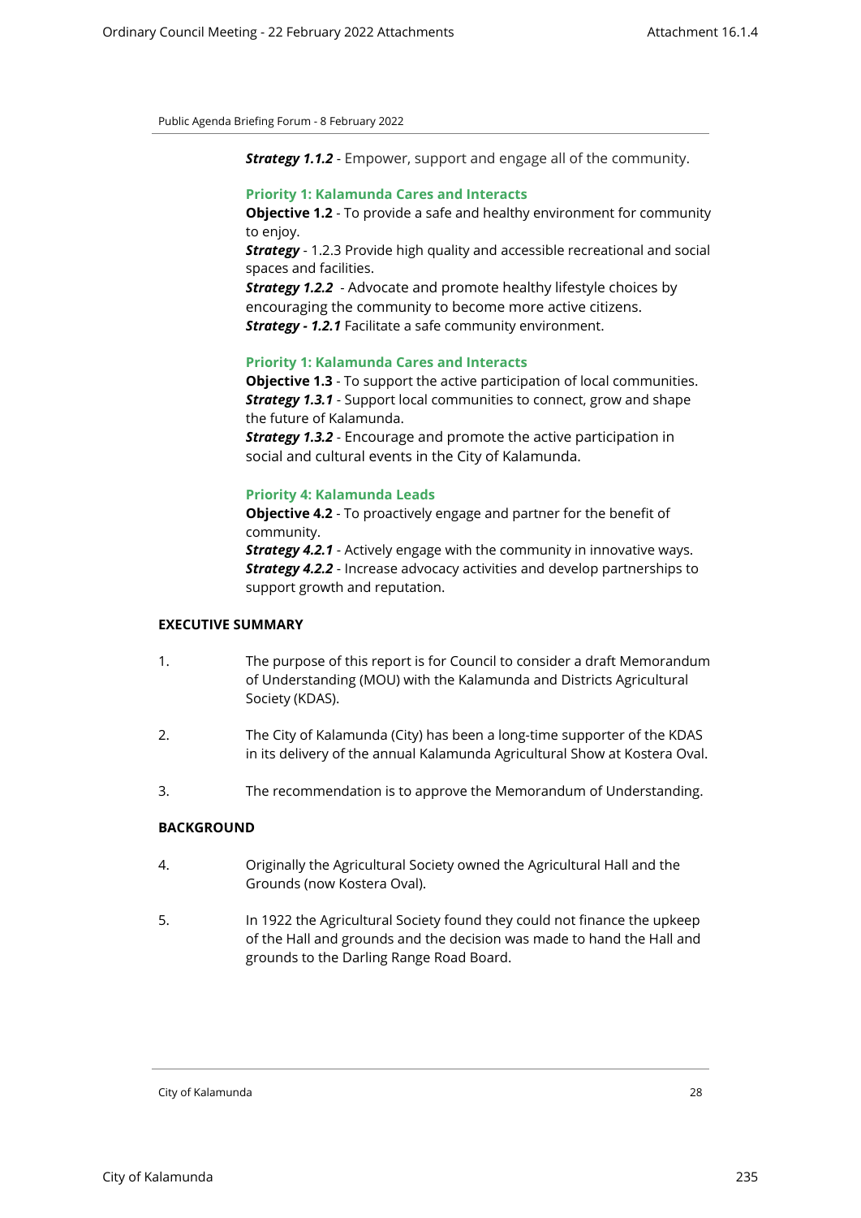***Strategy 1.1.2*** - Empower, support and engage all of the community.

**Priority 1: Kalamunda Cares and Interacts**

**Objective 1.2** - To provide a safe and healthy environment for community to enjoy.

***Strategy*** - 1.2.3 Provide high quality and accessible recreational and social spaces and facilities.

***Strategy 1.2.2*** - Advocate and promote healthy lifestyle choices by encouraging the community to become more active citizens.

***Strategy - 1.2.1*** Facilitate a safe community environment.

**Priority 1: Kalamunda Cares and Interacts**

**Objective 1.3** - To support the active participation of local communities.

***Strategy 1.3.1*** - Support local communities to connect, grow and shape the future of Kalamunda.

***Strategy 1.3.2*** - Encourage and promote the active participation in social and cultural events in the City of Kalamunda.

**Priority 4: Kalamunda Leads**

**Objective 4.2** - To proactively engage and partner for the benefit of community.

***Strategy 4.2.1*** - Actively engage with the community in innovative ways.

***Strategy 4.2.2*** - Increase advocacy activities and develop partnerships to support growth and reputation.

**EXECUTIVE SUMMARY**

1. The purpose of this report is for Council to consider a draft Memorandum of Understanding (MOU) with the Kalamunda and Districts Agricultural Society (KDAS).

2. The City of Kalamunda (City) has been a long-time supporter of the KDAS in its delivery of the annual Kalamunda Agricultural Show at Kostera Oval.

3. The recommendation is to approve the Memorandum of Understanding.

**BACKGROUND**

4. Originally the Agricultural Society owned the Agricultural Hall and the Grounds (now Kostera Oval).

5. In 1922 the Agricultural Society found they could not finance the upkeep of the Hall and grounds and the decision was made to hand the Hall and grounds to the Darling Range Road Board.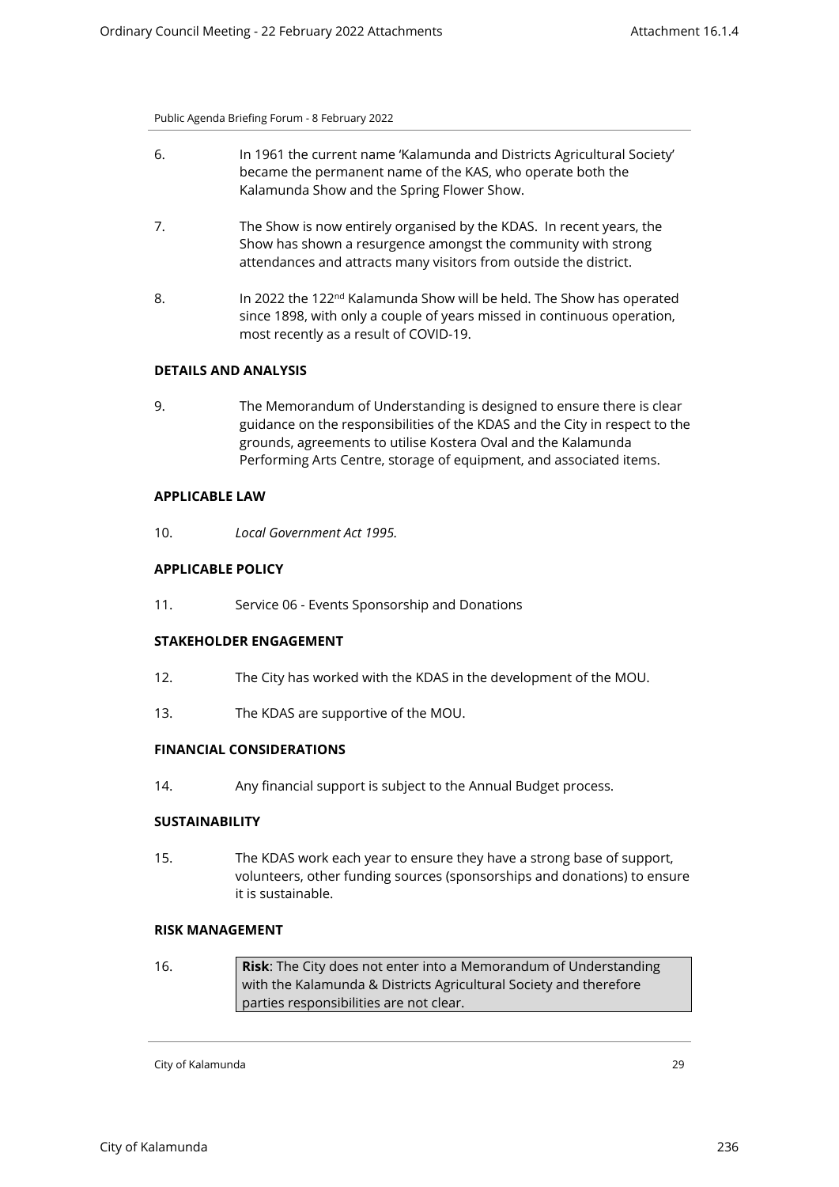6. In 1961 the current name 'Kalamunda and Districts Agricultural Society' became the permanent name of the KAS, who operate both the Kalamunda Show and the Spring Flower Show.

7. The Show is now entirely organised by the KDAS. In recent years, the Show has shown a resurgence amongst the community with strong attendances and attracts many visitors from outside the district.

8. In 2022 the 122nd Kalamunda Show will be held. The Show has operated since 1898, with only a couple of years missed in continuous operation, most recently as a result of COVID-19.

**DETAILS AND ANALYSIS**

9. The Memorandum of Understanding is designed to ensure there is clear guidance on the responsibilities of the KDAS and the City in respect to the grounds, agreements to utilise Kostera Oval and the Kalamunda Performing Arts Centre, storage of equipment, and associated items.

**APPLICABLE LAW**

10. *Local Government Act 1995.*

**APPLICABLE POLICY**

11. Service 06 - Events Sponsorship and Donations

**STAKEHOLDER ENGAGEMENT**

12. The City has worked with the KDAS in the development of the MOU.

13. The KDAS are supportive of the MOU.

**FINANCIAL CONSIDERATIONS**

14. Any financial support is subject to the Annual Budget process.

**SUSTAINABILITY**

15. The KDAS work each year to ensure they have a strong base of support, volunteers, other funding sources (sponsorships and donations) to ensure it is sustainable.

**RISK MANAGEMENT**

16. **Risk**: The City does not enter into a Memorandum of Understanding with the Kalamunda & Districts Agricultural Society and therefore parties responsibilities are not clear.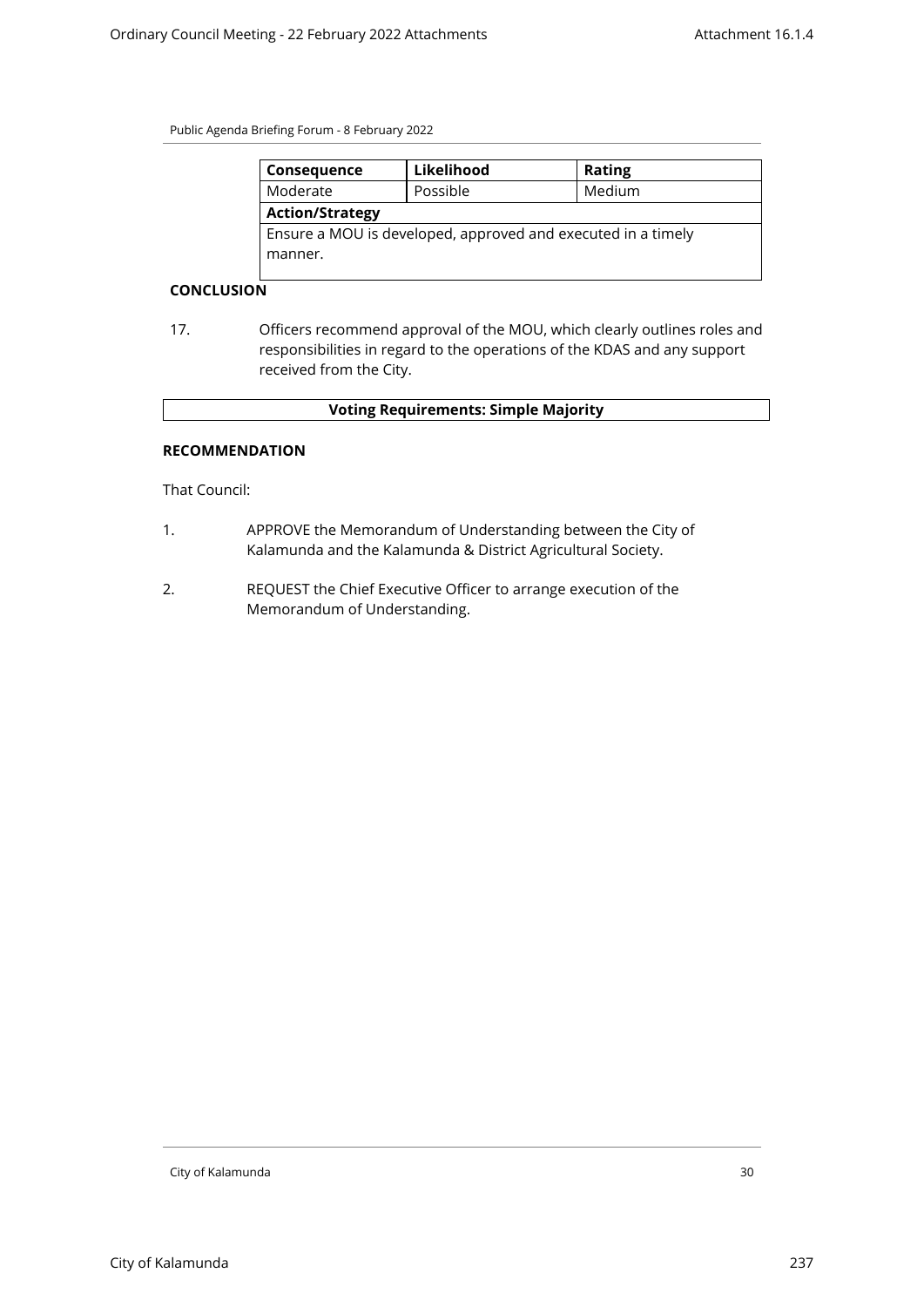| Consequence | Likelihood | Rating |
| --- | --- | --- |
| Moderate | Possible | Medium |
| **Action/Strategy** | | |
| Ensure a MOU is developed, approved and executed in a timely manner. | | |

**CONCLUSION**

17. Officers recommend approval of the MOU, which clearly outlines roles and responsibilities in regard to the operations of the KDAS and any support received from the City.

**Voting Requirements: Simple Majority**

**RECOMMENDATION**

That Council:

1. APPROVE the Memorandum of Understanding between the City of Kalamunda and the Kalamunda & District Agricultural Society.
2. REQUEST the Chief Executive Officer to arrange execution of the Memorandum of Understanding.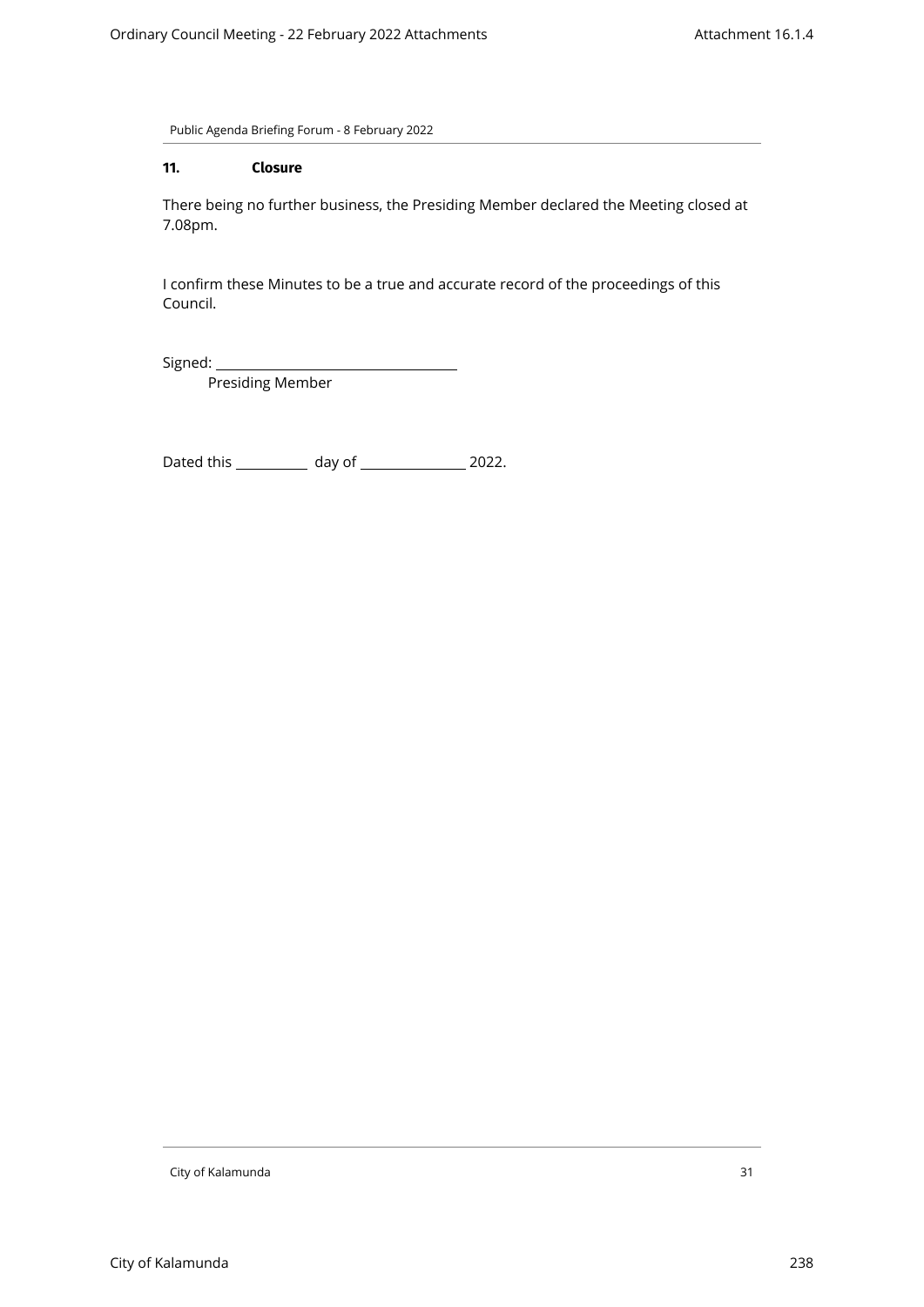## 11. Closure

There being no further business, the Presiding Member declared the Meeting closed at 7.08pm.

I confirm these Minutes to be a true and accurate record of the proceedings of this Council.

Signed: ________________________________

Presiding Member

Dated this __________ day of ______________ 2022.